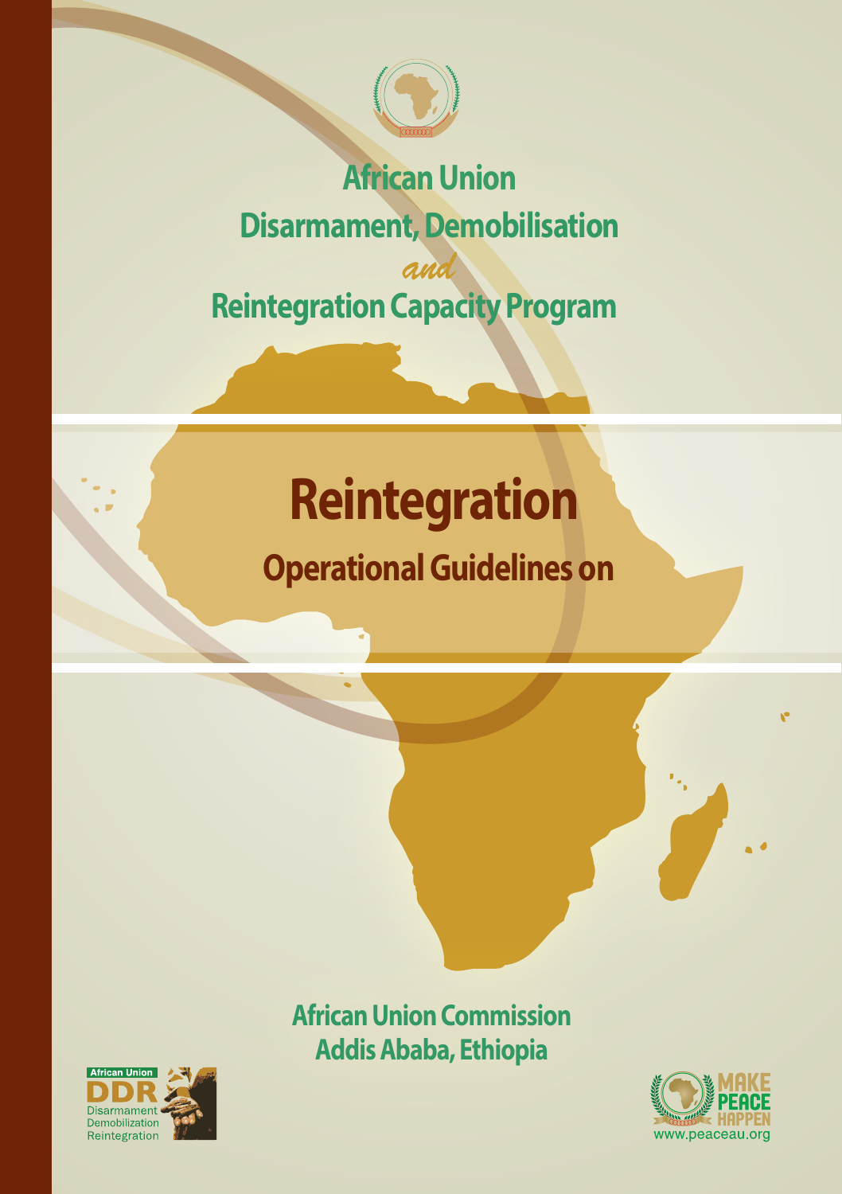# African Union Disarmament, Demobilisation *and* Reintegration Capacity Program

# Reintegration

## Operational Guidelines on

**African Union Commission**
**Addis Ababa, Ethiopia**

African Union DDR
Disarmament
Demobilization
Reintegration

MAKE PEACE HAPPEN
www.peaceau.org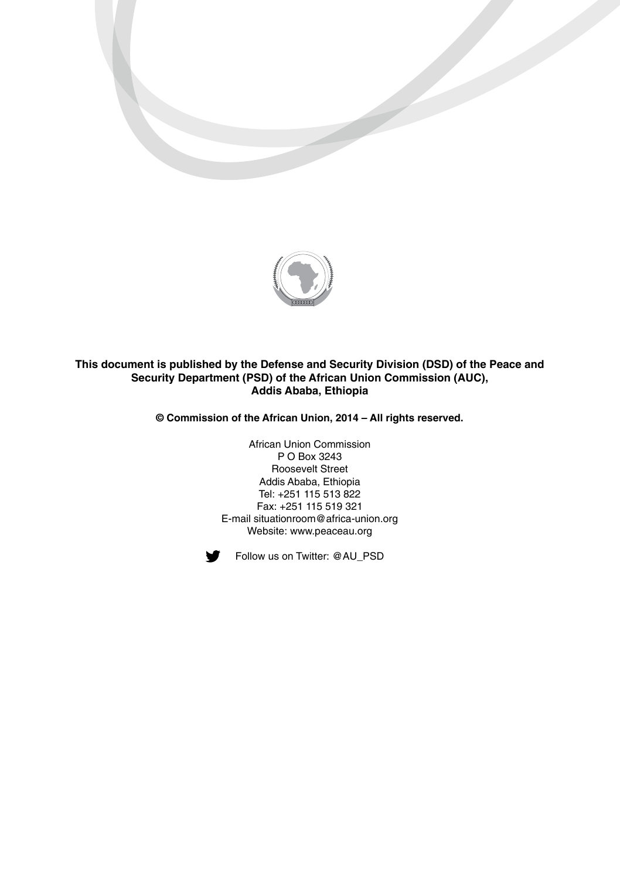**This document is published by the Defense and Security Division (DSD) of the Peace and Security Department (PSD) of the African Union Commission (AUC), Addis Ababa, Ethiopia**

**© Commission of the African Union, 2014 – All rights reserved.**

African Union Commission
P O Box 3243
Roosevelt Street
Addis Ababa, Ethiopia
Tel: +251 115 513 822
Fax: +251 115 519 321
E-mail situationroom@africa-union.org
Website: www.peaceau.org

Follow us on Twitter: @AU_PSD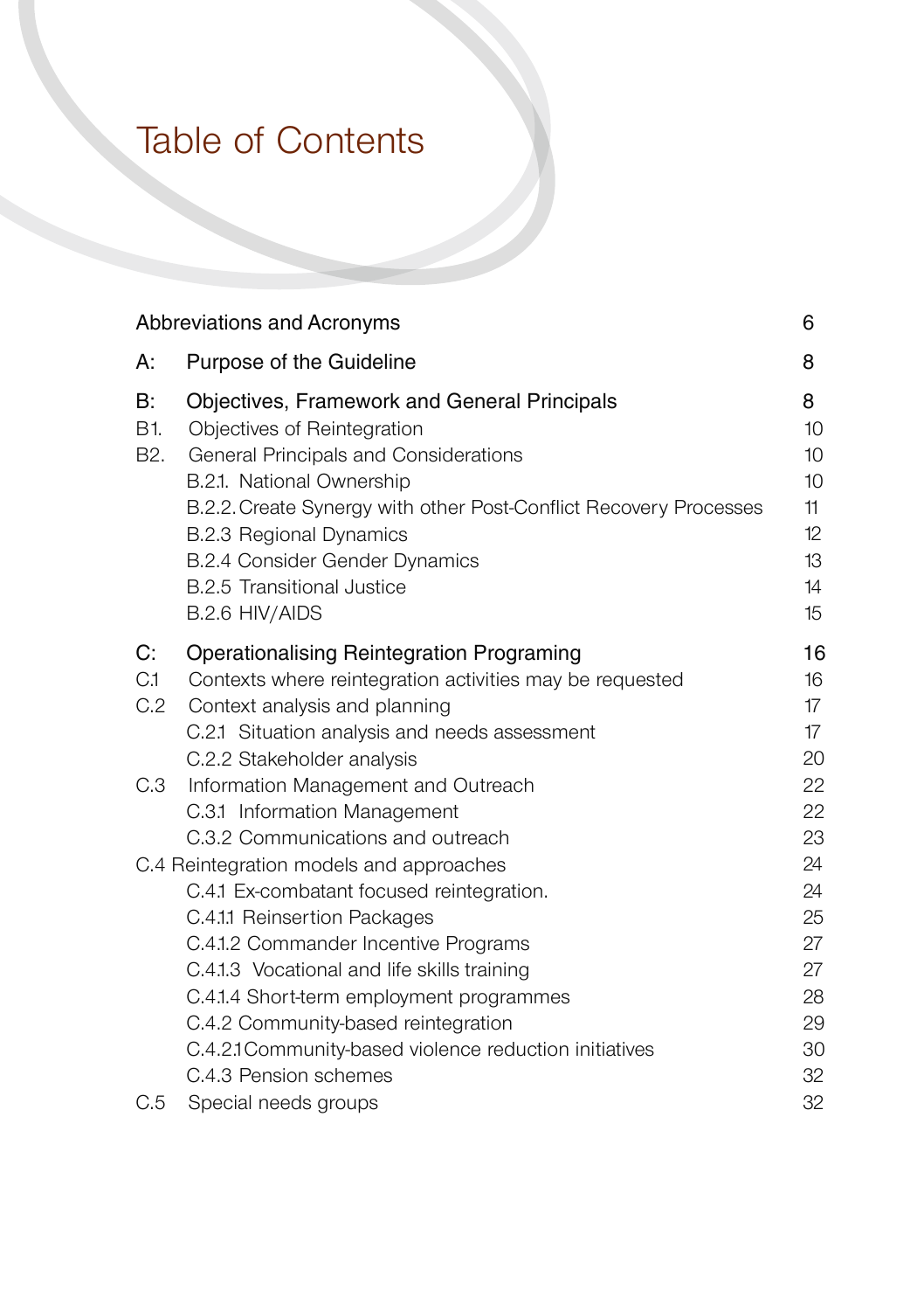# Table of Contents

| | | |
|---|---|---|
| Abbreviations and Acronyms | | 6 |
| A: | Purpose of the Guideline | 8 |
| B: | Objectives, Framework and General Principals | 8 |
| B1. | Objectives of Reintegration | 10 |
| B2. | General Principals and Considerations | 10 |
| | B.2.1. National Ownership | 10 |
| | B.2.2. Create Synergy with other Post-Conflict Recovery Processes | 11 |
| | B.2.3 Regional Dynamics | 12 |
| | B.2.4 Consider Gender Dynamics | 13 |
| | B.2.5 Transitional Justice | 14 |
| | B.2.6 HIV/AIDS | 15 |
| C: | Operationalising Reintegration Programing | 16 |
| C.1 | Contexts where reintegration activities may be requested | 16 |
| C.2 | Context analysis and planning | 17 |
| | C.2.1 Situation analysis and needs assessment | 17 |
| | C.2.2 Stakeholder analysis | 20 |
| C.3 | Information Management and Outreach | 22 |
| | C.3.1 Information Management | 22 |
| | C.3.2 Communications and outreach | 23 |
| C.4 Reintegration models and approaches | | 24 |
| | C.4.1 Ex-combatant focused reintegration. | 24 |
| | C.4.1.1 Reinsertion Packages | 25 |
| | C.4.1.2 Commander Incentive Programs | 27 |
| | C.4.1.3 Vocational and life skills training | 27 |
| | C.4.1.4 Short-term employment programmes | 28 |
| | C.4.2 Community-based reintegration | 29 |
| | C.4.2.1 Community-based violence reduction initiatives | 30 |
| | C.4.3 Pension schemes | 32 |
| C.5 | Special needs groups | 32 |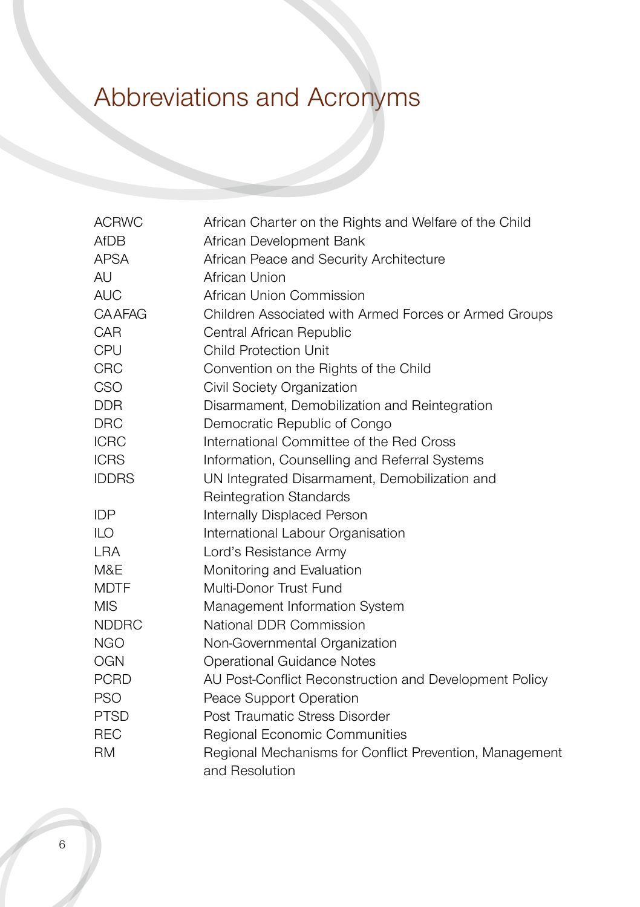# Abbreviations and Acronyms

| | |
|---|---|
| ACRWC | African Charter on the Rights and Welfare of the Child |
| AfDB | African Development Bank |
| APSA | African Peace and Security Architecture |
| AU | African Union |
| AUC | African Union Commission |
| CAAFAG | Children Associated with Armed Forces or Armed Groups |
| CAR | Central African Republic |
| CPU | Child Protection Unit |
| CRC | Convention on the Rights of the Child |
| CSO | Civil Society Organization |
| DDR | Disarmament, Demobilization and Reintegration |
| DRC | Democratic Republic of Congo |
| ICRC | International Committee of the Red Cross |
| ICRS | Information, Counselling and Referral Systems |
| IDDRS | UN Integrated Disarmament, Demobilization and Reintegration Standards |
| IDP | Internally Displaced Person |
| ILO | International Labour Organisation |
| LRA | Lord's Resistance Army |
| M&E | Monitoring and Evaluation |
| MDTF | Multi-Donor Trust Fund |
| MIS | Management Information System |
| NDDRC | National DDR Commission |
| NGO | Non-Governmental Organization |
| OGN | Operational Guidance Notes |
| PCRD | AU Post-Conflict Reconstruction and Development Policy |
| PSO | Peace Support Operation |
| PTSD | Post Traumatic Stress Disorder |
| REC | Regional Economic Communities |
| RM | Regional Mechanisms for Conflict Prevention, Management and Resolution |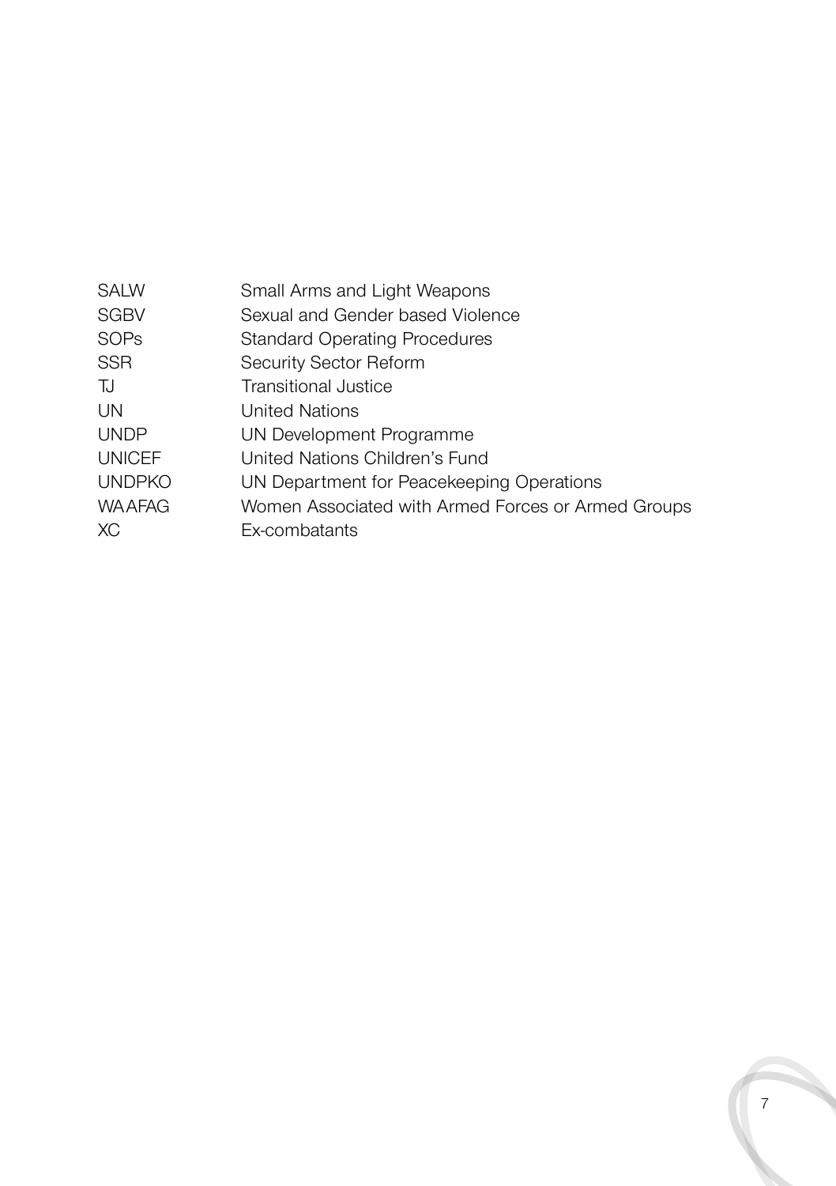| | |
|---|---|
| SALW | Small Arms and Light Weapons |
| SGBV | Sexual and Gender based Violence |
| SOPs | Standard Operating Procedures |
| SSR | Security Sector Reform |
| TJ | Transitional Justice |
| UN | United Nations |
| UNDP | UN Development Programme |
| UNICEF | United Nations Children's Fund |
| UNDPKO | UN Department for Peacekeeping Operations |
| WAAFAG | Women Associated with Armed Forces or Armed Groups |
| XC | Ex-combatants |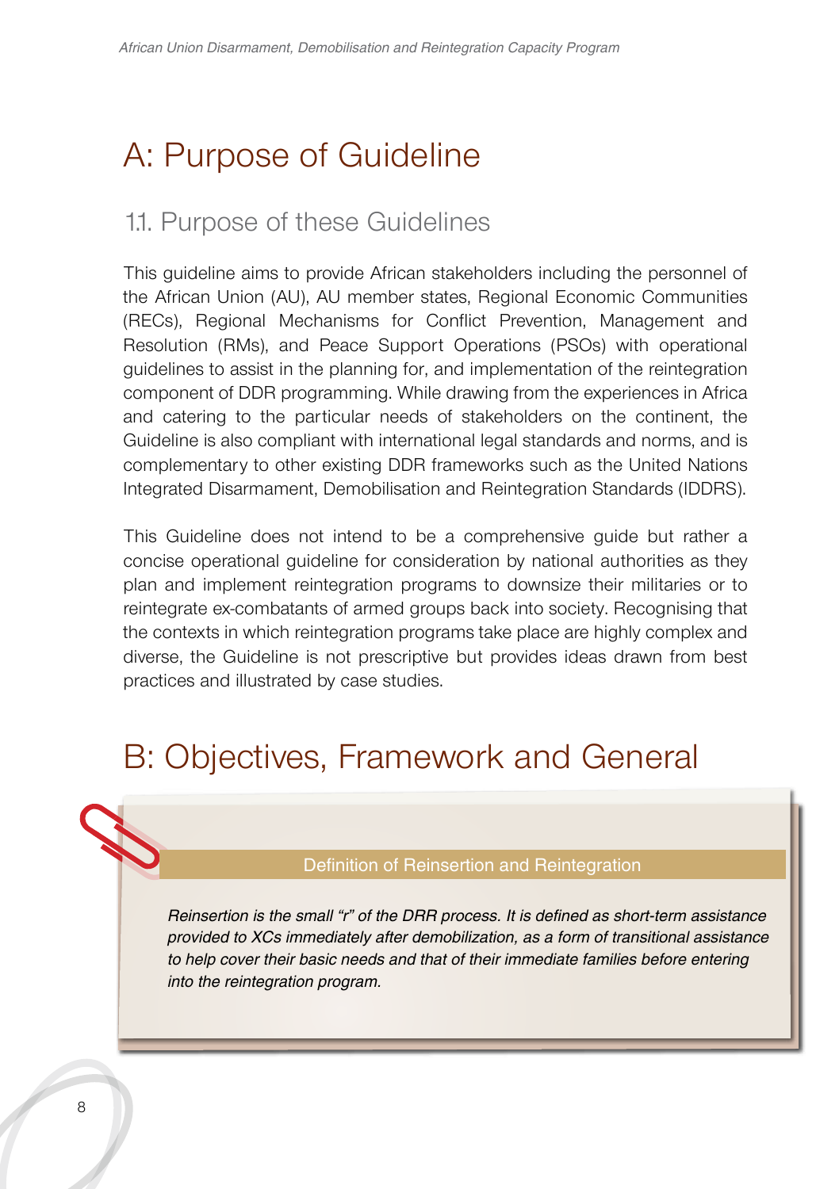# A: Purpose of Guideline

## 1.1. Purpose of these Guidelines

This guideline aims to provide African stakeholders including the personnel of the African Union (AU), AU member states, Regional Economic Communities (RECs), Regional Mechanisms for Conflict Prevention, Management and Resolution (RMs), and Peace Support Operations (PSOs) with operational guidelines to assist in the planning for, and implementation of the reintegration component of DDR programming. While drawing from the experiences in Africa and catering to the particular needs of stakeholders on the continent, the Guideline is also compliant with international legal standards and norms, and is complementary to other existing DDR frameworks such as the United Nations Integrated Disarmament, Demobilisation and Reintegration Standards (IDDRS).

This Guideline does not intend to be a comprehensive guide but rather a concise operational guideline for consideration by national authorities as they plan and implement reintegration programs to downsize their militaries or to reintegrate ex-combatants of armed groups back into society. Recognising that the contexts in which reintegration programs take place are highly complex and diverse, the Guideline is not prescriptive but provides ideas drawn from best practices and illustrated by case studies.

# B: Objectives, Framework and General

**Definition of Reinsertion and Reintegration**

*Reinsertion is the small "r" of the DRR process. It is defined as short-term assistance provided to XCs immediately after demobilization, as a form of transitional assistance to help cover their basic needs and that of their immediate families before entering into the reintegration program.*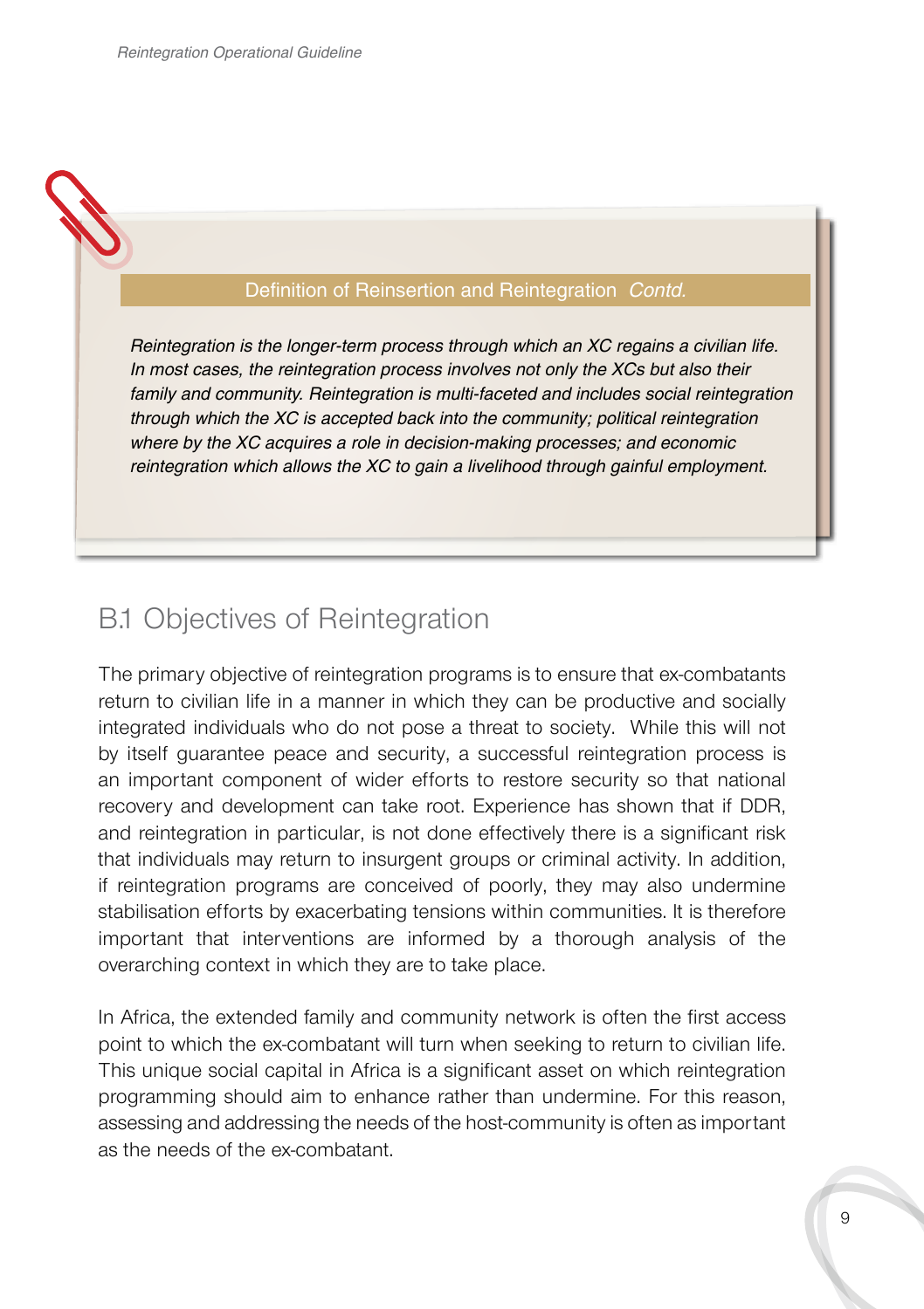**Definition of Reinsertion and Reintegration** *Contd.*

*Reintegration is the longer-term process through which an XC regains a civilian life. In most cases, the reintegration process involves not only the XCs but also their family and community. Reintegration is multi-faceted and includes social reintegration through which the XC is accepted back into the community; political reintegration where by the XC acquires a role in decision-making processes; and economic reintegration which allows the XC to gain a livelihood through gainful employment.*

## B.1 Objectives of Reintegration

The primary objective of reintegration programs is to ensure that ex-combatants return to civilian life in a manner in which they can be productive and socially integrated individuals who do not pose a threat to society. While this will not by itself guarantee peace and security, a successful reintegration process is an important component of wider efforts to restore security so that national recovery and development can take root. Experience has shown that if DDR, and reintegration in particular, is not done effectively there is a significant risk that individuals may return to insurgent groups or criminal activity. In addition, if reintegration programs are conceived of poorly, they may also undermine stabilisation efforts by exacerbating tensions within communities. It is therefore important that interventions are informed by a thorough analysis of the overarching context in which they are to take place.

In Africa, the extended family and community network is often the first access point to which the ex-combatant will turn when seeking to return to civilian life. This unique social capital in Africa is a significant asset on which reintegration programming should aim to enhance rather than undermine. For this reason, assessing and addressing the needs of the host-community is often as important as the needs of the ex-combatant.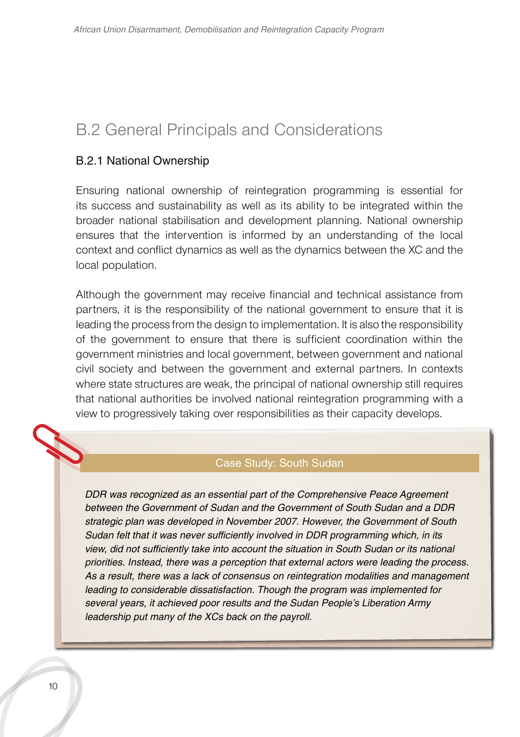## B.2 General Principals and Considerations

### B.2.1 National Ownership

Ensuring national ownership of reintegration programming is essential for its success and sustainability as well as its ability to be integrated within the broader national stabilisation and development planning. National ownership ensures that the intervention is informed by an understanding of the local context and conflict dynamics as well as the dynamics between the XC and the local population.

Although the government may receive financial and technical assistance from partners, it is the responsibility of the national government to ensure that it is leading the process from the design to implementation. It is also the responsibility of the government to ensure that there is sufficient coordination within the government ministries and local government, between government and national civil society and between the government and external partners. In contexts where state structures are weak, the principal of national ownership still requires that national authorities be involved national reintegration programming with a view to progressively taking over responsibilities as their capacity develops.

**Case Study: South Sudan**

*DDR was recognized as an essential part of the Comprehensive Peace Agreement between the Government of Sudan and the Government of South Sudan and a DDR strategic plan was developed in November 2007. However, the Government of South Sudan felt that it was never sufficiently involved in DDR programming which, in its view, did not sufficiently take into account the situation in South Sudan or its national priorities. Instead, there was a perception that external actors were leading the process. As a result, there was a lack of consensus on reintegration modalities and management leading to considerable dissatisfaction. Though the program was implemented for several years, it achieved poor results and the Sudan People's Liberation Army leadership put many of the XCs back on the payroll.*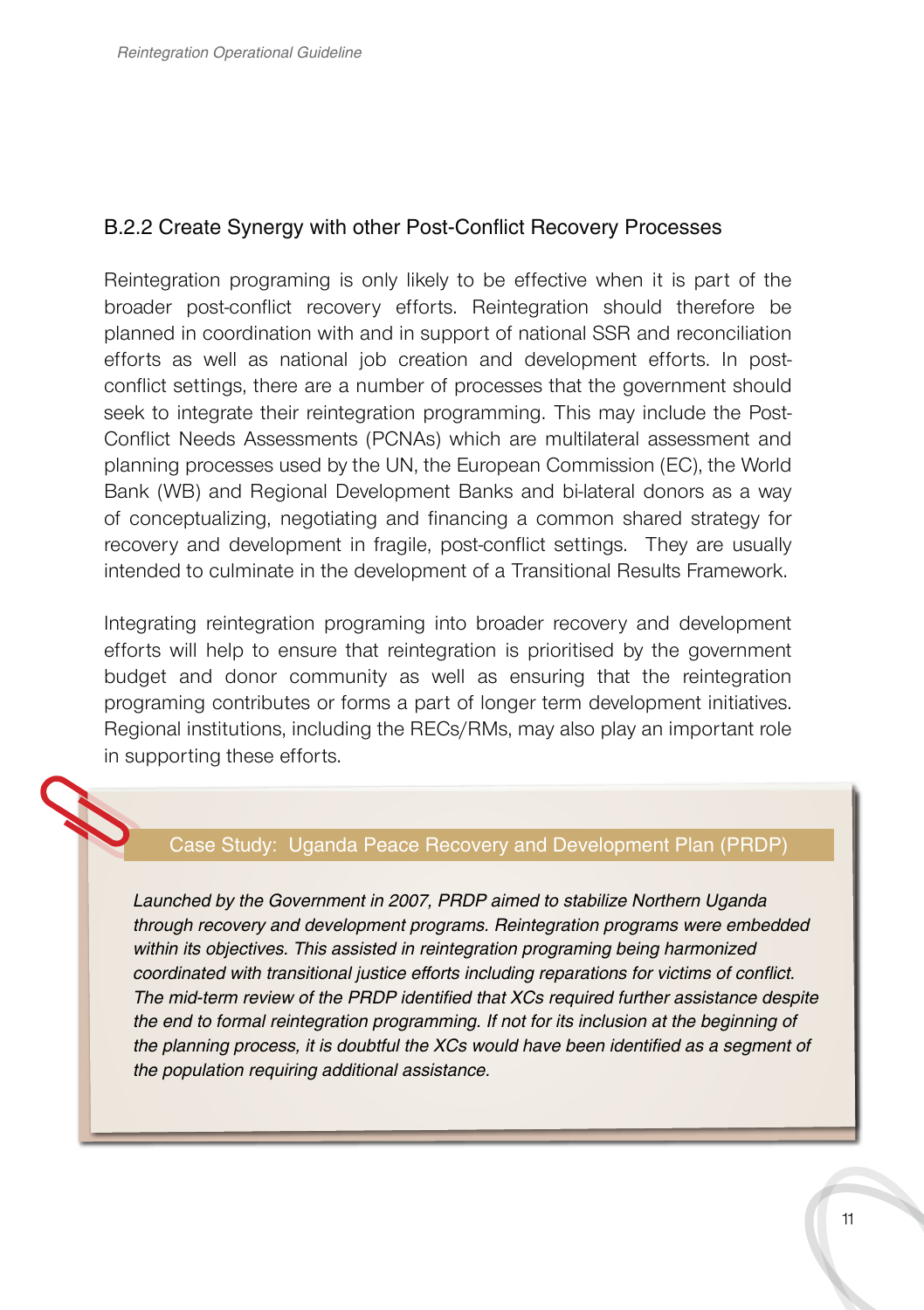### B.2.2 Create Synergy with other Post-Conflict Recovery Processes

Reintegration programing is only likely to be effective when it is part of the broader post-conflict recovery efforts. Reintegration should therefore be planned in coordination with and in support of national SSR and reconciliation efforts as well as national job creation and development efforts. In post-conflict settings, there are a number of processes that the government should seek to integrate their reintegration programming. This may include the Post-Conflict Needs Assessments (PCNAs) which are multilateral assessment and planning processes used by the UN, the European Commission (EC), the World Bank (WB) and Regional Development Banks and bi-lateral donors as a way of conceptualizing, negotiating and financing a common shared strategy for recovery and development in fragile, post-conflict settings. They are usually intended to culminate in the development of a Transitional Results Framework.

Integrating reintegration programing into broader recovery and development efforts will help to ensure that reintegration is prioritised by the government budget and donor community as well as ensuring that the reintegration programing contributes or forms a part of longer term development initiatives. Regional institutions, including the RECs/RMs, may also play an important role in supporting these efforts.

> **Case Study: Uganda Peace Recovery and Development Plan (PRDP)**
>
> *Launched by the Government in 2007, PRDP aimed to stabilize Northern Uganda through recovery and development programs. Reintegration programs were embedded within its objectives. This assisted in reintegration programing being harmonized coordinated with transitional justice efforts including reparations for victims of conflict. The mid-term review of the PRDP identified that XCs required further assistance despite the end to formal reintegration programming. If not for its inclusion at the beginning of the planning process, it is doubtful the XCs would have been identified as a segment of the population requiring additional assistance.*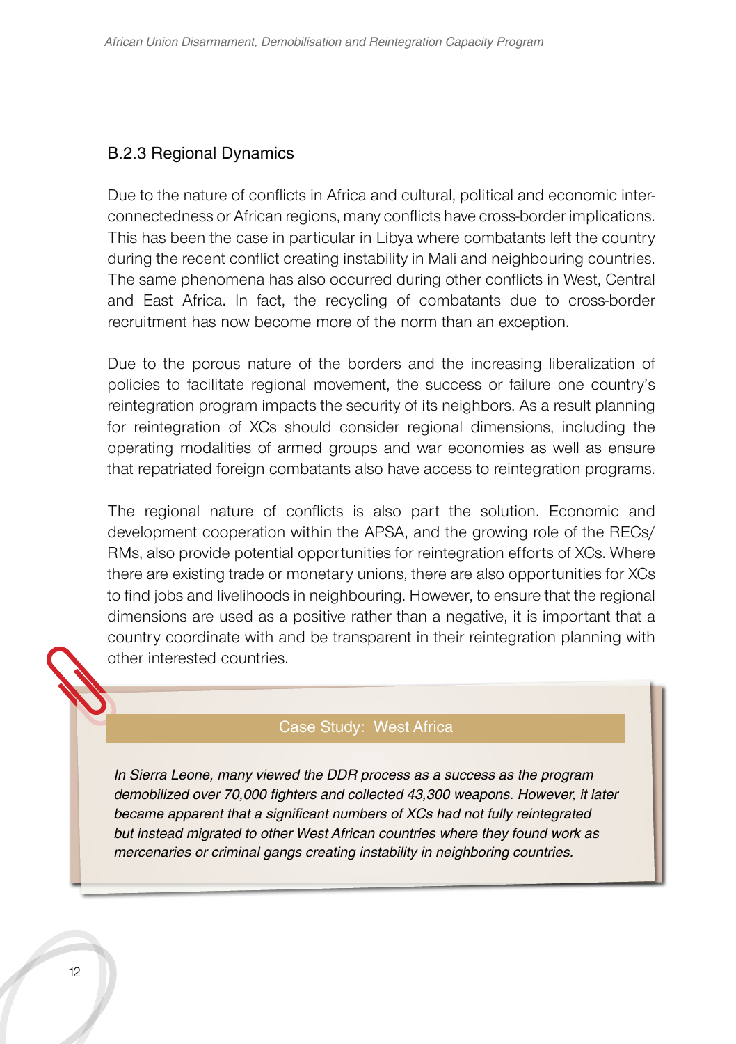### B.2.3 Regional Dynamics

Due to the nature of conflicts in Africa and cultural, political and economic inter-connectedness or African regions, many conflicts have cross-border implications. This has been the case in particular in Libya where combatants left the country during the recent conflict creating instability in Mali and neighbouring countries. The same phenomena has also occurred during other conflicts in West, Central and East Africa. In fact, the recycling of combatants due to cross-border recruitment has now become more of the norm than an exception.

Due to the porous nature of the borders and the increasing liberalization of policies to facilitate regional movement, the success or failure one country's reintegration program impacts the security of its neighbors. As a result planning for reintegration of XCs should consider regional dimensions, including the operating modalities of armed groups and war economies as well as ensure that repatriated foreign combatants also have access to reintegration programs.

The regional nature of conflicts is also part the solution. Economic and development cooperation within the APSA, and the growing role of the RECs/RMs, also provide potential opportunities for reintegration efforts of XCs. Where there are existing trade or monetary unions, there are also opportunities for XCs to find jobs and livelihoods in neighbouring. However, to ensure that the regional dimensions are used as a positive rather than a negative, it is important that a country coordinate with and be transparent in their reintegration planning with other interested countries.

**Case Study: West Africa**

*In Sierra Leone, many viewed the DDR process as a success as the program demobilized over 70,000 fighters and collected 43,300 weapons. However, it later became apparent that a significant numbers of XCs had not fully reintegrated but instead migrated to other West African countries where they found work as mercenaries or criminal gangs creating instability in neighboring countries.*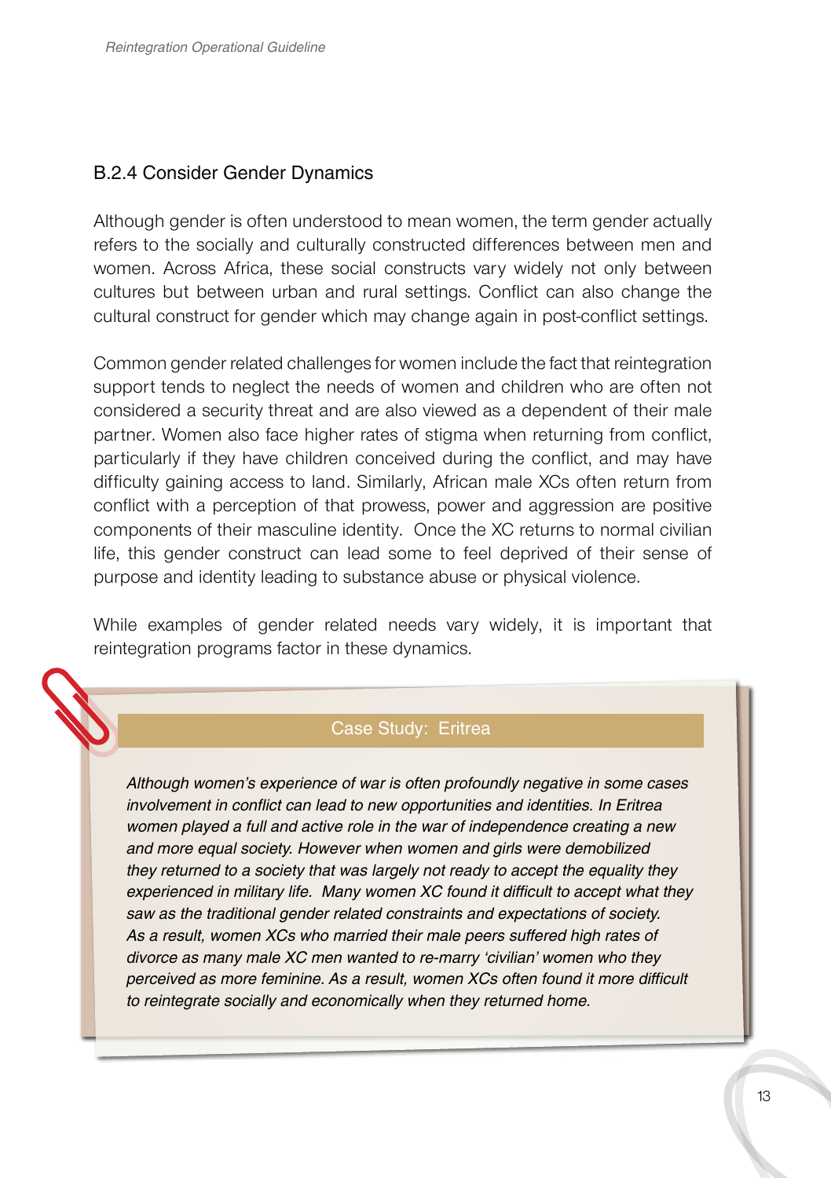## B.2.4 Consider Gender Dynamics

Although gender is often understood to mean women, the term gender actually refers to the socially and culturally constructed differences between men and women. Across Africa, these social constructs vary widely not only between cultures but between urban and rural settings. Conflict can also change the cultural construct for gender which may change again in post-conflict settings.

Common gender related challenges for women include the fact that reintegration support tends to neglect the needs of women and children who are often not considered a security threat and are also viewed as a dependent of their male partner. Women also face higher rates of stigma when returning from conflict, particularly if they have children conceived during the conflict, and may have difficulty gaining access to land. Similarly, African male XCs often return from conflict with a perception of that prowess, power and aggression are positive components of their masculine identity. Once the XC returns to normal civilian life, this gender construct can lead some to feel deprived of their sense of purpose and identity leading to substance abuse or physical violence.

While examples of gender related needs vary widely, it is important that reintegration programs factor in these dynamics.

**Case Study: Eritrea**

*Although women's experience of war is often profoundly negative in some cases involvement in conflict can lead to new opportunities and identities. In Eritrea women played a full and active role in the war of independence creating a new and more equal society. However when women and girls were demobilized they returned to a society that was largely not ready to accept the equality they experienced in military life. Many women XC found it difficult to accept what they saw as the traditional gender related constraints and expectations of society. As a result, women XCs who married their male peers suffered high rates of divorce as many male XC men wanted to re-marry 'civilian' women who they perceived as more feminine. As a result, women XCs often found it more difficult to reintegrate socially and economically when they returned home.*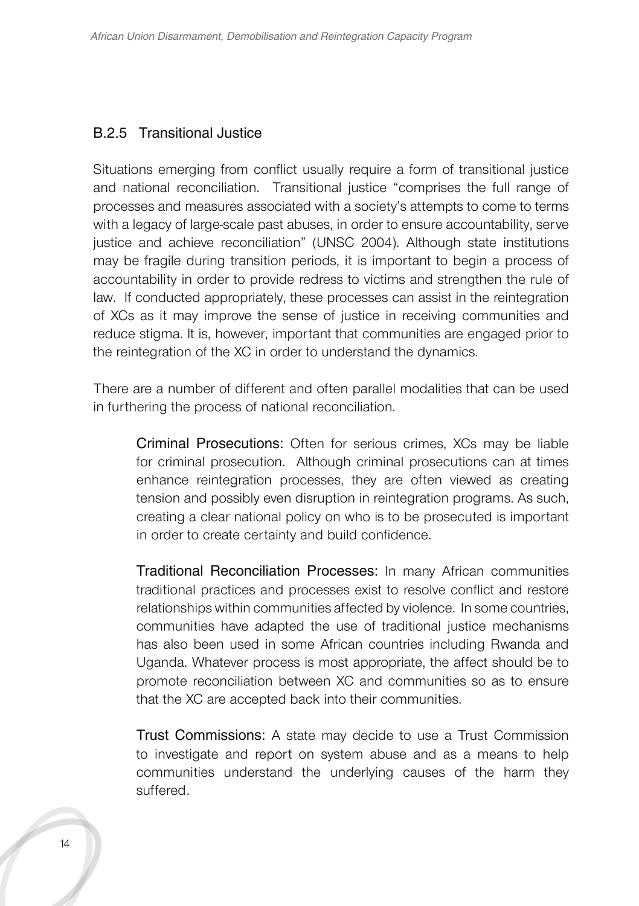### B.2.5 Transitional Justice

Situations emerging from conflict usually require a form of transitional justice and national reconciliation. Transitional justice "comprises the full range of processes and measures associated with a society's attempts to come to terms with a legacy of large-scale past abuses, in order to ensure accountability, serve justice and achieve reconciliation" (UNSC 2004). Although state institutions may be fragile during transition periods, it is important to begin a process of accountability in order to provide redress to victims and strengthen the rule of law. If conducted appropriately, these processes can assist in the reintegration of XCs as it may improve the sense of justice in receiving communities and reduce stigma. It is, however, important that communities are engaged prior to the reintegration of the XC in order to understand the dynamics.

There are a number of different and often parallel modalities that can be used in furthering the process of national reconciliation.

Criminal Prosecutions: Often for serious crimes, XCs may be liable for criminal prosecution. Although criminal prosecutions can at times enhance reintegration processes, they are often viewed as creating tension and possibly even disruption in reintegration programs. As such, creating a clear national policy on who is to be prosecuted is important in order to create certainty and build confidence.

Traditional Reconciliation Processes: In many African communities traditional practices and processes exist to resolve conflict and restore relationships within communities affected by violence. In some countries, communities have adapted the use of traditional justice mechanisms has also been used in some African countries including Rwanda and Uganda. Whatever process is most appropriate, the affect should be to promote reconciliation between XC and communities so as to ensure that the XC are accepted back into their communities.

Trust Commissions: A state may decide to use a Trust Commission to investigate and report on system abuse and as a means to help communities understand the underlying causes of the harm they suffered.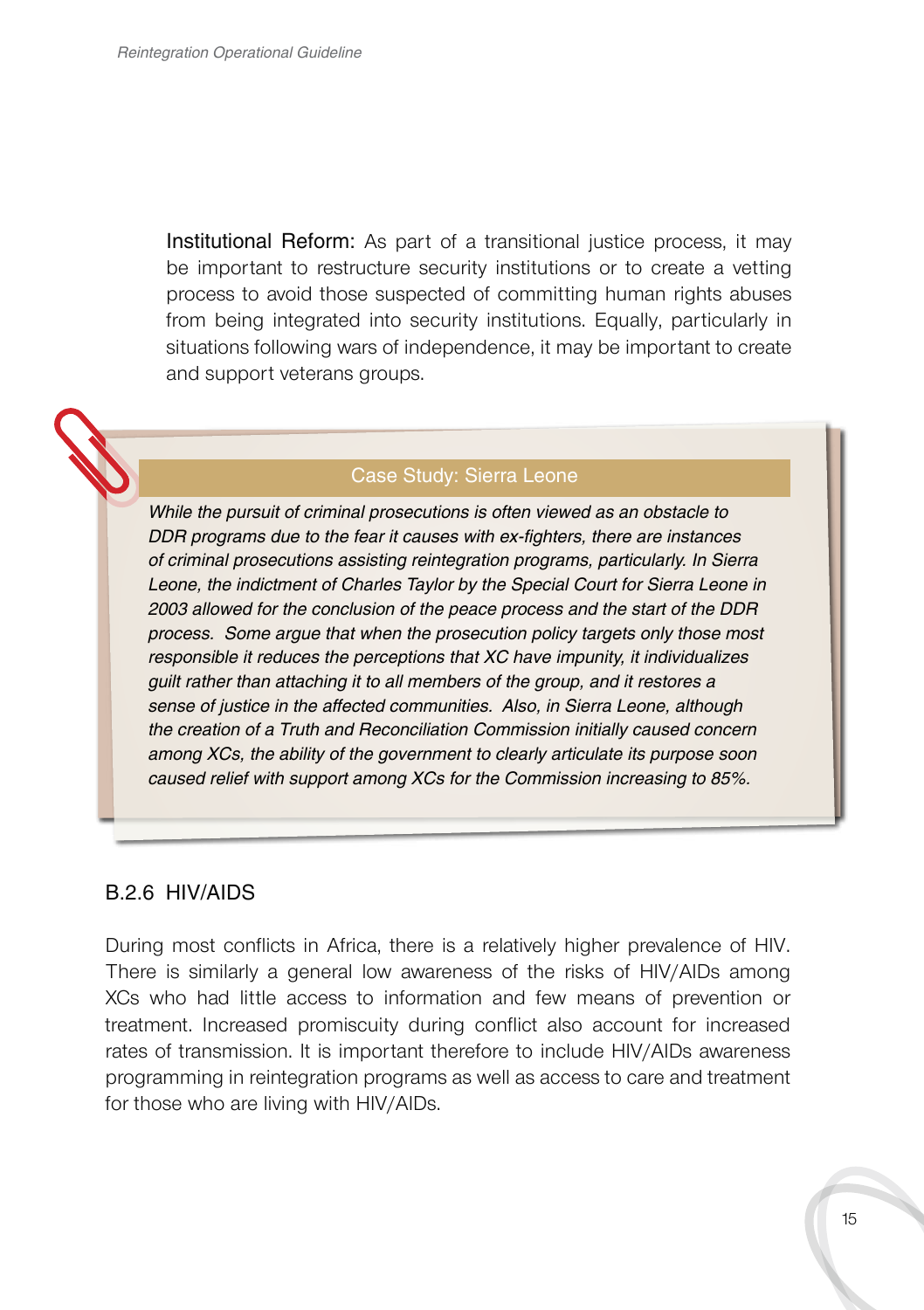**Institutional Reform:** As part of a transitional justice process, it may be important to restructure security institutions or to create a vetting process to avoid those suspected of committing human rights abuses from being integrated into security institutions. Equally, particularly in situations following wars of independence, it may be important to create and support veterans groups.

> **Case Study: Sierra Leone**
>
> *While the pursuit of criminal prosecutions is often viewed as an obstacle to DDR programs due to the fear it causes with ex-fighters, there are instances of criminal prosecutions assisting reintegration programs, particularly. In Sierra Leone, the indictment of Charles Taylor by the Special Court for Sierra Leone in 2003 allowed for the conclusion of the peace process and the start of the DDR process. Some argue that when the prosecution policy targets only those most responsible it reduces the perceptions that XC have impunity, it individualizes guilt rather than attaching it to all members of the group, and it restores a sense of justice in the affected communities. Also, in Sierra Leone, although the creation of a Truth and Reconciliation Commission initially caused concern among XCs, the ability of the government to clearly articulate its purpose soon caused relief with support among XCs for the Commission increasing to 85%.*

### B.2.6 HIV/AIDS

During most conflicts in Africa, there is a relatively higher prevalence of HIV. There is similarly a general low awareness of the risks of HIV/AIDs among XCs who had little access to information and few means of prevention or treatment. Increased promiscuity during conflict also account for increased rates of transmission. It is important therefore to include HIV/AIDs awareness programming in reintegration programs as well as access to care and treatment for those who are living with HIV/AIDs.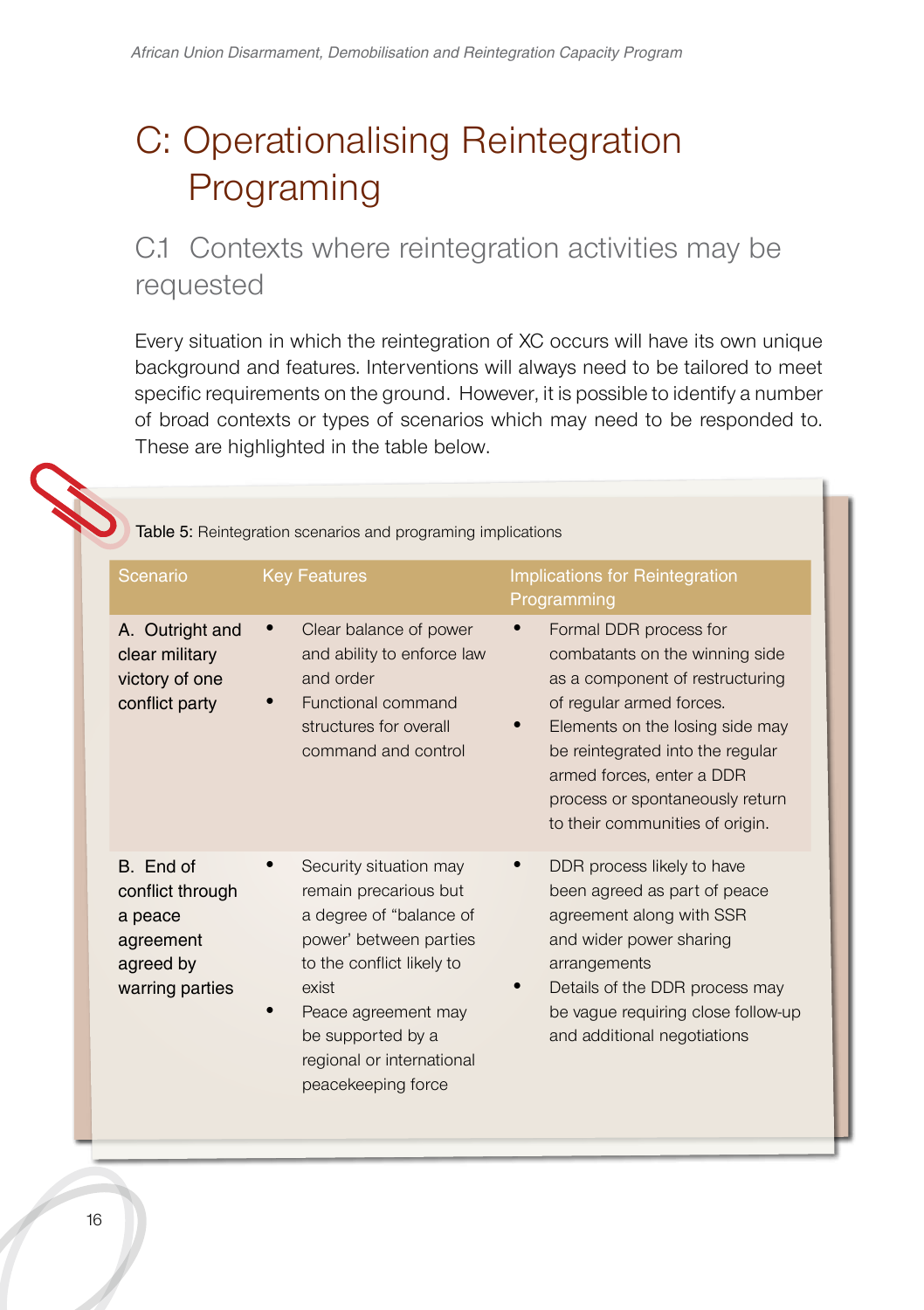# C: Operationalising Reintegration Programing

## C.1 Contexts where reintegration activities may be requested

Every situation in which the reintegration of XC occurs will have its own unique background and features. Interventions will always need to be tailored to meet specific requirements on the ground. However, it is possible to identify a number of broad contexts or types of scenarios which may need to be responded to. These are highlighted in the table below.

**Table 5:** Reintegration scenarios and programing implications

| Scenario | Key Features | Implications for Reintegration Programming |
|---|---|---|
| A. Outright and clear military victory of one conflict party | • Clear balance of power and ability to enforce law and order<br>• Functional command structures for overall command and control | • Formal DDR process for combatants on the winning side as a component of restructuring of regular armed forces.<br>• Elements on the losing side may be reintegrated into the regular armed forces, enter a DDR process or spontaneously return to their communities of origin. |
| B. End of conflict through a peace agreement agreed by warring parties | • Security situation may remain precarious but a degree of "balance of power' between parties to the conflict likely to exist<br>• Peace agreement may be supported by a regional or international peacekeeping force | • DDR process likely to have been agreed as part of peace agreement along with SSR and wider power sharing arrangements<br>• Details of the DDR process may be vague requiring close follow-up and additional negotiations |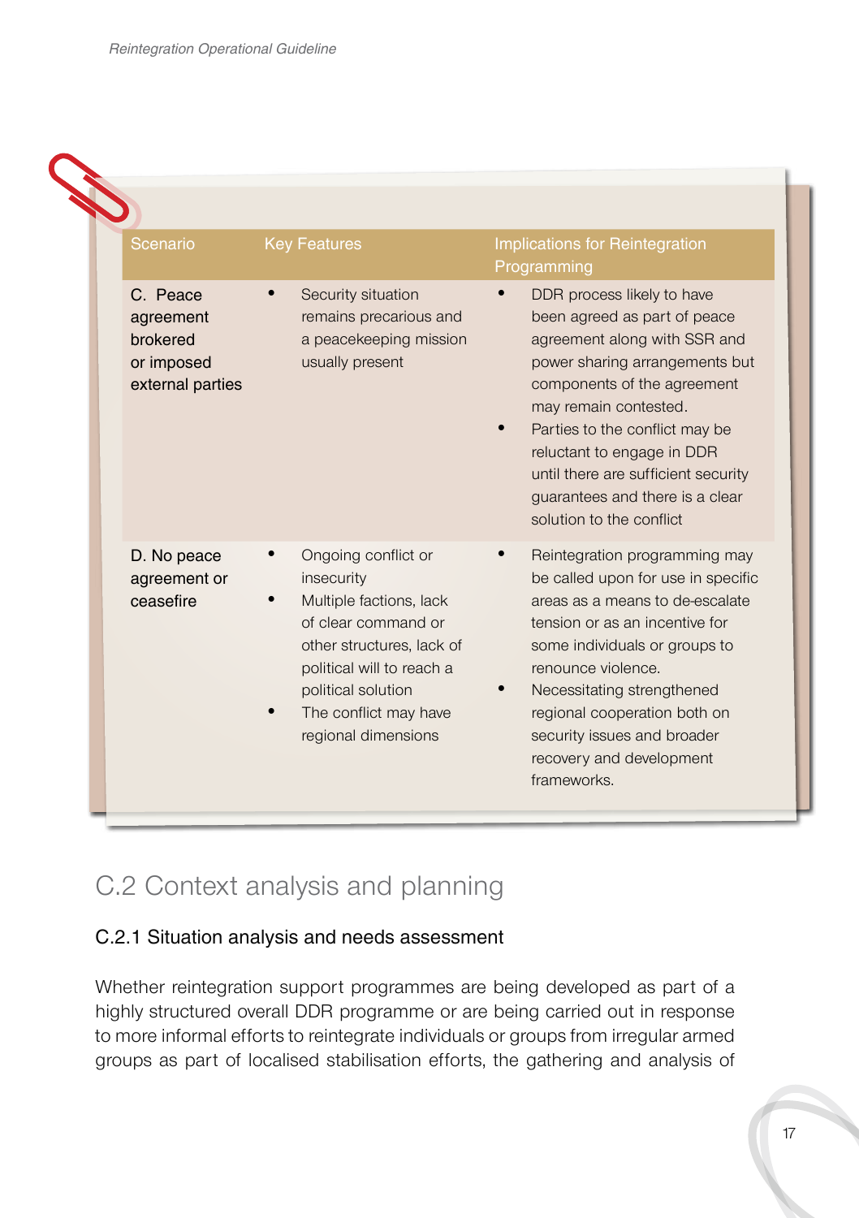| Scenario | Key Features | Implications for Reintegration Programming |
|---|---|---|
| C. Peace agreement brokered or imposed external parties | • Security situation remains precarious and a peacekeeping mission usually present | • DDR process likely to have been agreed as part of peace agreement along with SSR and power sharing arrangements but components of the agreement may remain contested.<br>• Parties to the conflict may be reluctant to engage in DDR until there are sufficient security guarantees and there is a clear solution to the conflict |
| D. No peace agreement or ceasefire | • Ongoing conflict or insecurity<br>• Multiple factions, lack of clear command or other structures, lack of political will to reach a political solution<br>• The conflict may have regional dimensions | • Reintegration programming may be called upon for use in specific areas as a means to de-escalate tension or as an incentive for some individuals or groups to renounce violence.<br>• Necessitating strengthened regional cooperation both on security issues and broader recovery and development frameworks. |

## C.2 Context analysis and planning

### C.2.1 Situation analysis and needs assessment

Whether reintegration support programmes are being developed as part of a highly structured overall DDR programme or are being carried out in response to more informal efforts to reintegrate individuals or groups from irregular armed groups as part of localised stabilisation efforts, the gathering and analysis of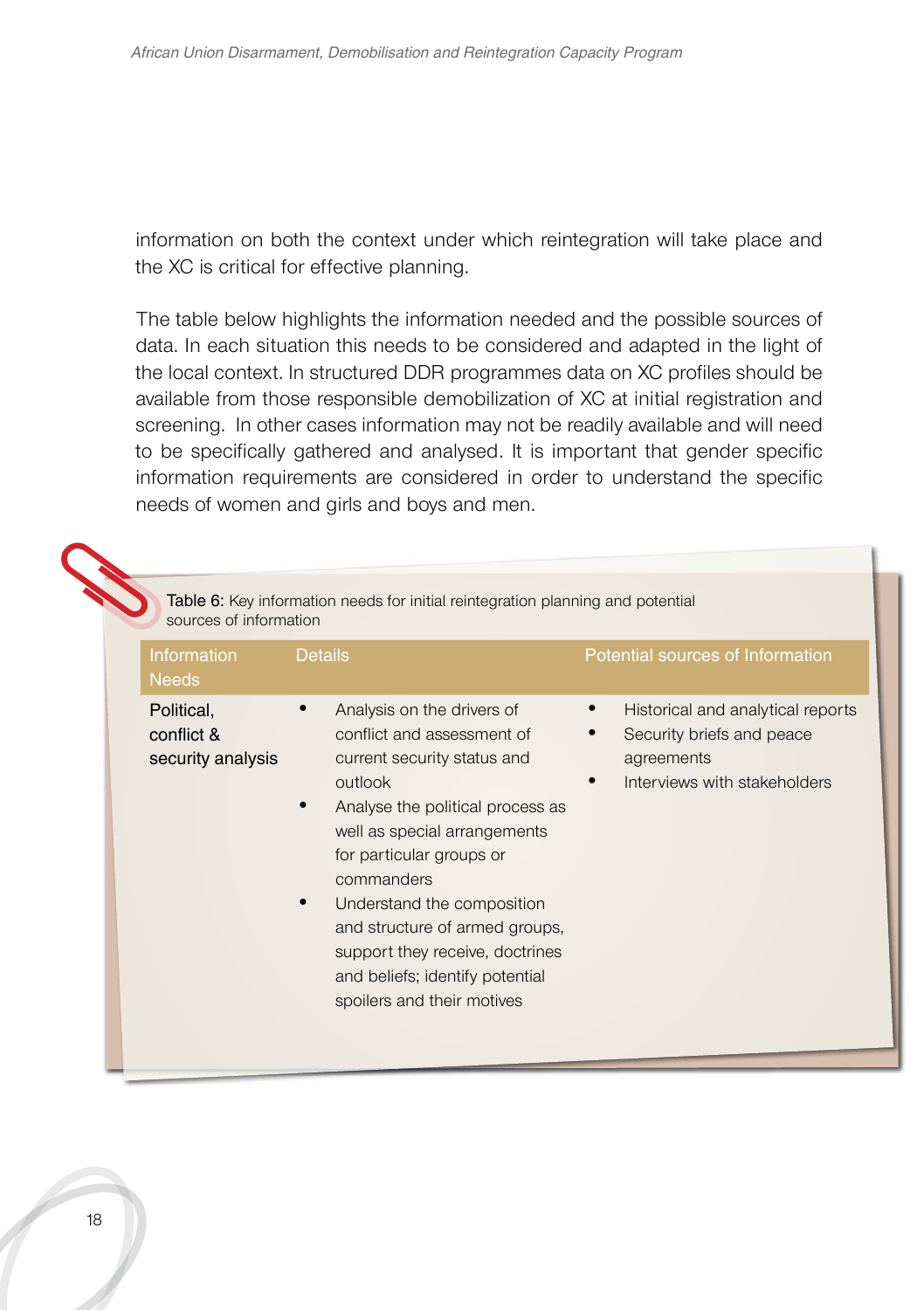information on both the context under which reintegration will take place and the XC is critical for effective planning.

The table below highlights the information needed and the possible sources of data. In each situation this needs to be considered and adapted in the light of the local context. In structured DDR programmes data on XC profiles should be available from those responsible demobilization of XC at initial registration and screening. In other cases information may not be readily available and will need to be specifically gathered and analysed. It is important that gender specific information requirements are considered in order to understand the specific needs of women and girls and boys and men.

Table 6: Key information needs for initial reintegration planning and potential sources of information

| Information Needs | Details | Potential sources of Information |
|---|---|---|
| Political, conflict & security analysis | • Analysis on the drivers of conflict and assessment of current security status and outlook<br>• Analyse the political process as well as special arrangements for particular groups or commanders<br>• Understand the composition and structure of armed groups, support they receive, doctrines and beliefs; identify potential spoilers and their motives | • Historical and analytical reports<br>• Security briefs and peace agreements<br>• Interviews with stakeholders |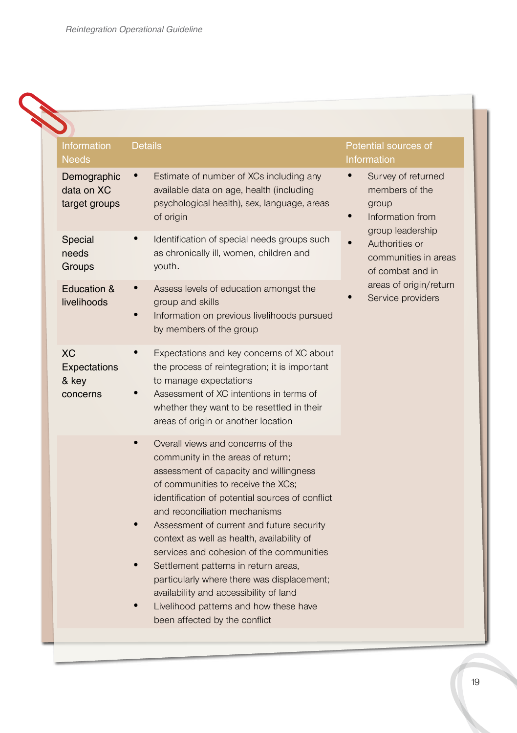| Information Needs | Details | Potential sources of Information |
|---|---|---|
| Demographic data on XC target groups | • Estimate of number of XCs including any available data on age, health (including psychological health), sex, language, areas of origin | • Survey of returned members of the group<br>• Information from group leadership<br>• Authorities or communities in areas of combat and in areas of origin/return<br>• Service providers |
| Special needs Groups | • Identification of special needs groups such as chronically ill, women, children and youth. | |
| Education & livelihoods | • Assess levels of education amongst the group and skills<br>• Information on previous livelihoods pursued by members of the group | |
| XC Expectations & key concerns | • Expectations and key concerns of XC about the process of reintegration; it is important to manage expectations<br>• Assessment of XC intentions in terms of whether they want to be resettled in their areas of origin or another location | |
| | • Overall views and concerns of the community in the areas of return; assessment of capacity and willingness of communities to receive the XCs; identification of potential sources of conflict and reconciliation mechanisms<br>• Assessment of current and future security context as well as health, availability of services and cohesion of the communities<br>• Settlement patterns in return areas, particularly where there was displacement; availability and accessibility of land<br>• Livelihood patterns and how these have been affected by the conflict | |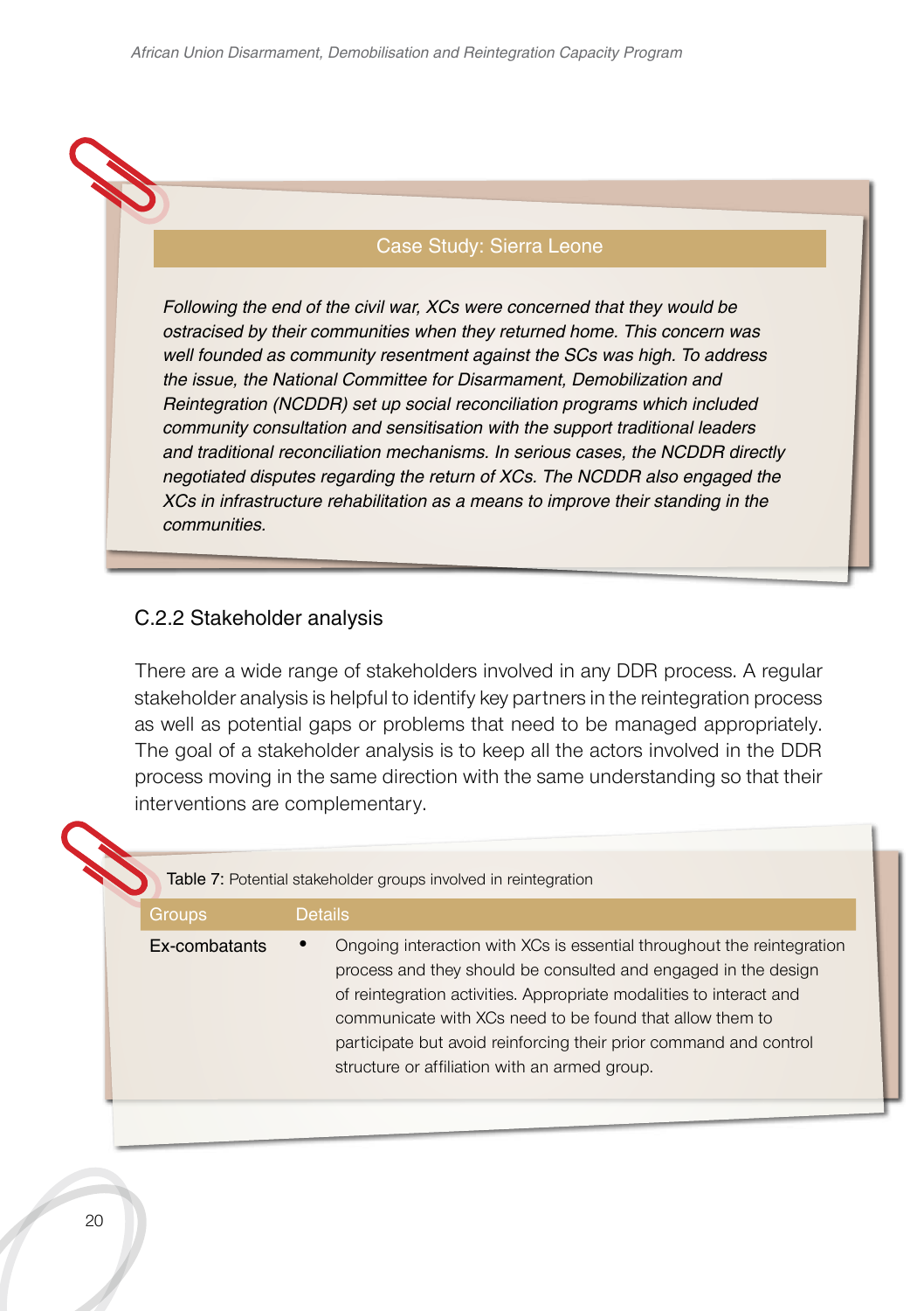**Case Study: Sierra Leone**

*Following the end of the civil war, XCs were concerned that they would be ostracised by their communities when they returned home. This concern was well founded as community resentment against the SCs was high. To address the issue, the National Committee for Disarmament, Demobilization and Reintegration (NCDDR) set up social reconciliation programs which included community consultation and sensitisation with the support traditional leaders and traditional reconciliation mechanisms. In serious cases, the NCDDR directly negotiated disputes regarding the return of XCs. The NCDDR also engaged the XCs in infrastructure rehabilitation as a means to improve their standing in the communities.*

### C.2.2 Stakeholder analysis

There are a wide range of stakeholders involved in any DDR process. A regular stakeholder analysis is helpful to identify key partners in the reintegration process as well as potential gaps or problems that need to be managed appropriately. The goal of a stakeholder analysis is to keep all the actors involved in the DDR process moving in the same direction with the same understanding so that their interventions are complementary.

Table 7: Potential stakeholder groups involved in reintegration

| Groups | Details |
| --- | --- |
| Ex-combatants | • Ongoing interaction with XCs is essential throughout the reintegration process and they should be consulted and engaged in the design of reintegration activities. Appropriate modalities to interact and communicate with XCs need to be found that allow them to participate but avoid reinforcing their prior command and control structure or affiliation with an armed group. |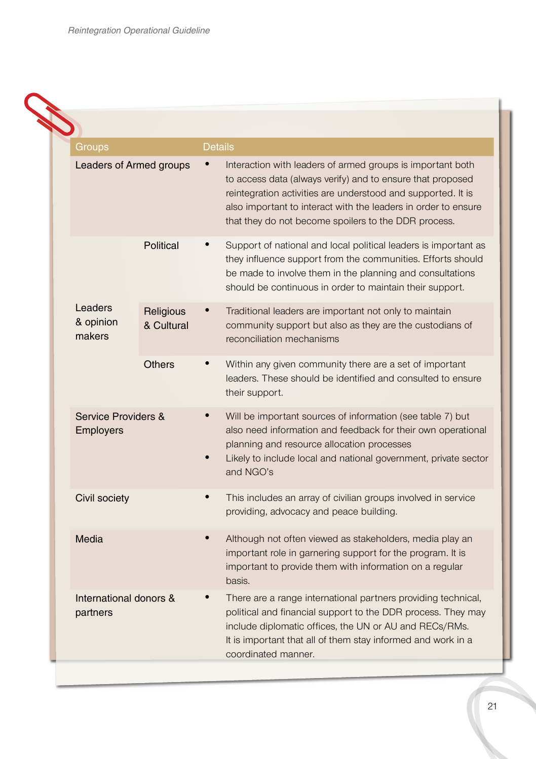| Groups | | Details |
|---|---|---|
| Leaders of Armed groups | | • Interaction with leaders of armed groups is important both to access data (always verify) and to ensure that proposed reintegration activities are understood and supported. It is also important to interact with the leaders in order to ensure that they do not become spoilers to the DDR process. |
| Leaders & opinion makers | Political | • Support of national and local political leaders is important as they influence support from the communities. Efforts should be made to involve them in the planning and consultations should be continuous in order to maintain their support. |
| | Religious & Cultural | • Traditional leaders are important not only to maintain community support but also as they are the custodians of reconciliation mechanisms |
| | Others | • Within any given community there are a set of important leaders. These should be identified and consulted to ensure their support. |
| Service Providers & Employers | | • Will be important sources of information (see table 7) but also need information and feedback for their own operational planning and resource allocation processes<br>• Likely to include local and national government, private sector and NGO's |
| Civil society | | • This includes an array of civilian groups involved in service providing, advocacy and peace building. |
| Media | | • Although not often viewed as stakeholders, media play an important role in garnering support for the program. It is important to provide them with information on a regular basis. |
| International donors & partners | | • There are a range international partners providing technical, political and financial support to the DDR process. They may include diplomatic offices, the UN or AU and RECs/RMs. It is important that all of them stay informed and work in a coordinated manner. |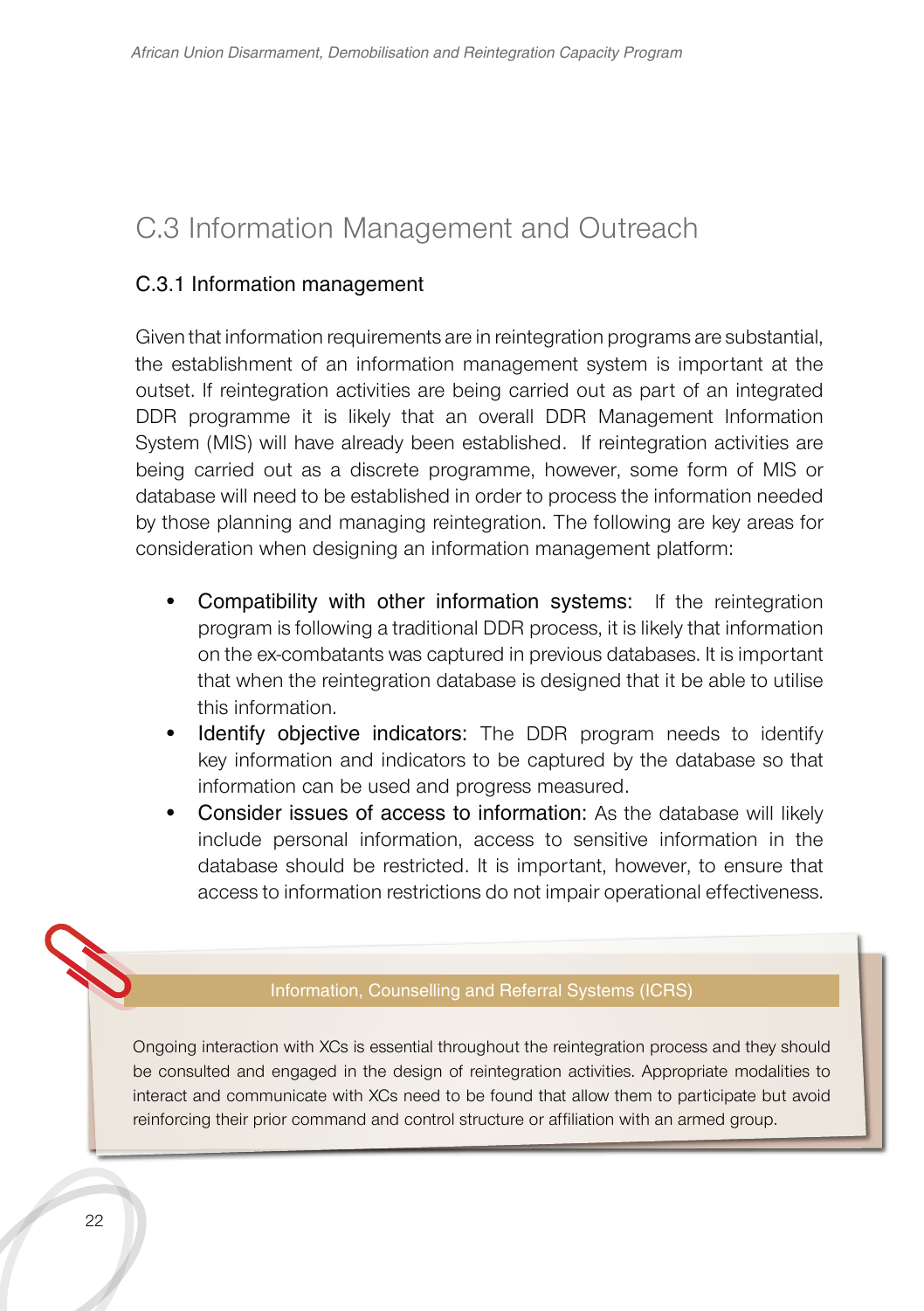## C.3 Information Management and Outreach

### C.3.1 Information management

Given that information requirements are in reintegration programs are substantial, the establishment of an information management system is important at the outset. If reintegration activities are being carried out as part of an integrated DDR programme it is likely that an overall DDR Management Information System (MIS) will have already been established. If reintegration activities are being carried out as a discrete programme, however, some form of MIS or database will need to be established in order to process the information needed by those planning and managing reintegration. The following are key areas for consideration when designing an information management platform:

- Compatibility with other information systems: If the reintegration program is following a traditional DDR process, it is likely that information on the ex-combatants was captured in previous databases. It is important that when the reintegration database is designed that it be able to utilise this information.
- Identify objective indicators: The DDR program needs to identify key information and indicators to be captured by the database so that information can be used and progress measured.
- Consider issues of access to information: As the database will likely include personal information, access to sensitive information in the database should be restricted. It is important, however, to ensure that access to information restrictions do not impair operational effectiveness.

**Information, Counselling and Referral Systems (ICRS)**

Ongoing interaction with XCs is essential throughout the reintegration process and they should be consulted and engaged in the design of reintegration activities. Appropriate modalities to interact and communicate with XCs need to be found that allow them to participate but avoid reinforcing their prior command and control structure or affiliation with an armed group.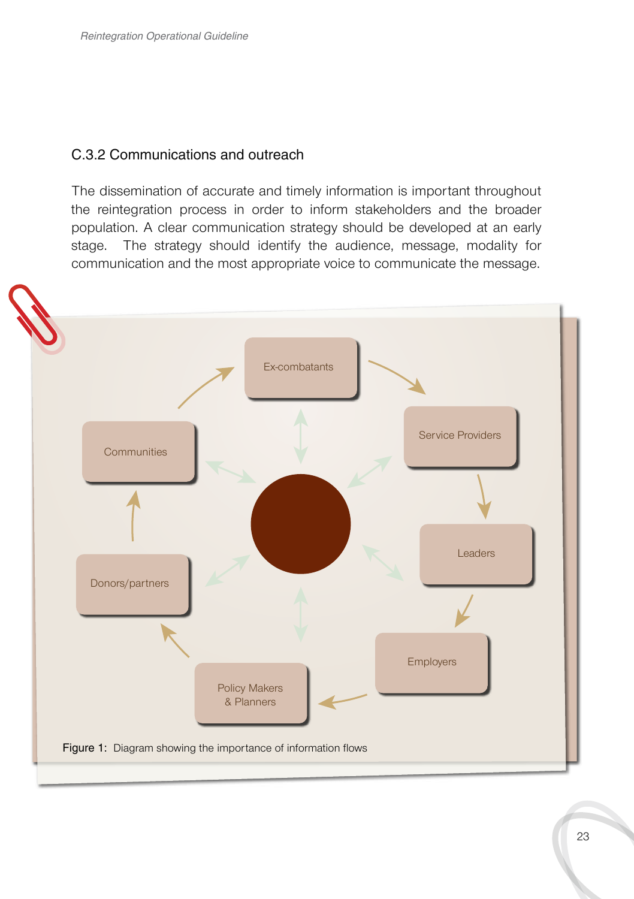### C.3.2 Communications and outreach

The dissemination of accurate and timely information is important throughout the reintegration process in order to inform stakeholders and the broader population. A clear communication strategy should be developed at an early stage. The strategy should identify the audience, message, modality for communication and the most appropriate voice to communicate the message.

Ex-combatants

Service Providers

Leaders

Employers

Policy Makers & Planners

Donors/partners

Communities

Figure 1: Diagram showing the importance of information flows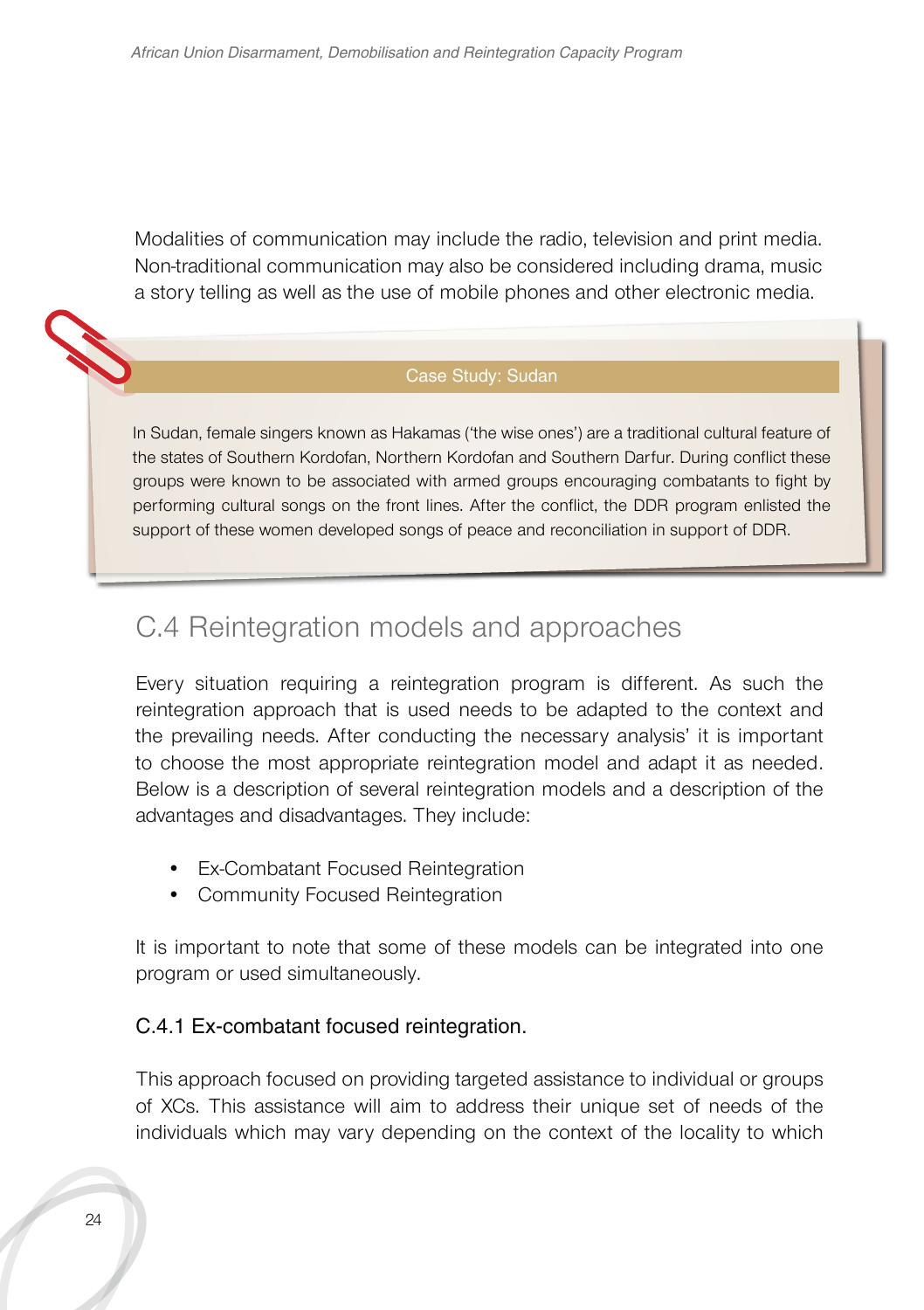Modalities of communication may include the radio, television and print media. Non-traditional communication may also be considered including drama, music a story telling as well as the use of mobile phones and other electronic media.

> **Case Study: Sudan**
>
> In Sudan, female singers known as Hakamas ('the wise ones') are a traditional cultural feature of the states of Southern Kordofan, Northern Kordofan and Southern Darfur. During conflict these groups were known to be associated with armed groups encouraging combatants to fight by performing cultural songs on the front lines. After the conflict, the DDR program enlisted the support of these women developed songs of peace and reconciliation in support of DDR.

## C.4 Reintegration models and approaches

Every situation requiring a reintegration program is different. As such the reintegration approach that is used needs to be adapted to the context and the prevailing needs. After conducting the necessary analysis' it is important to choose the most appropriate reintegration model and adapt it as needed. Below is a description of several reintegration models and a description of the advantages and disadvantages. They include:

- Ex-Combatant Focused Reintegration
- Community Focused Reintegration

It is important to note that some of these models can be integrated into one program or used simultaneously.

### C.4.1 Ex-combatant focused reintegration.

This approach focused on providing targeted assistance to individual or groups of XCs. This assistance will aim to address their unique set of needs of the individuals which may vary depending on the context of the locality to which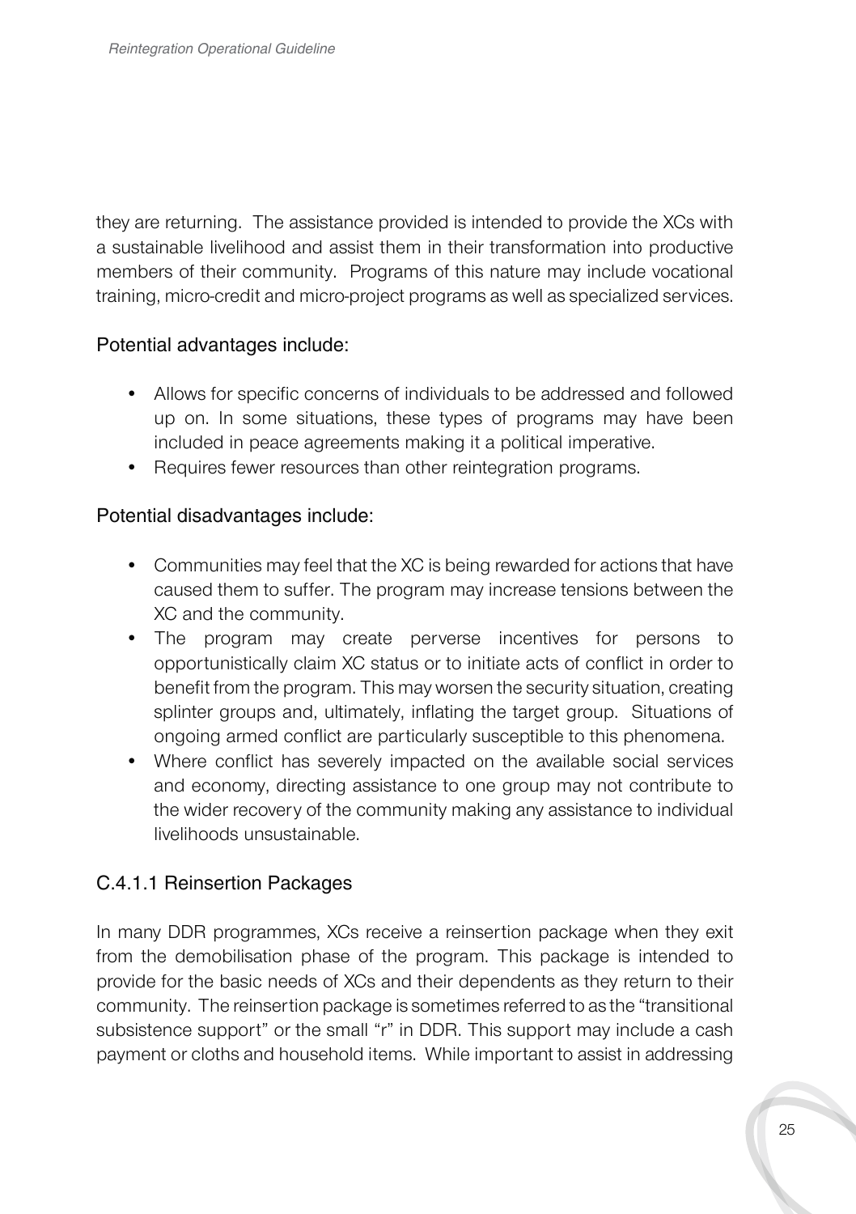they are returning. The assistance provided is intended to provide the XCs with a sustainable livelihood and assist them in their transformation into productive members of their community. Programs of this nature may include vocational training, micro-credit and micro-project programs as well as specialized services.

Potential advantages include:

- Allows for specific concerns of individuals to be addressed and followed up on. In some situations, these types of programs may have been included in peace agreements making it a political imperative.
- Requires fewer resources than other reintegration programs.

Potential disadvantages include:

- Communities may feel that the XC is being rewarded for actions that have caused them to suffer. The program may increase tensions between the XC and the community.
- The program may create perverse incentives for persons to opportunistically claim XC status or to initiate acts of conflict in order to benefit from the program. This may worsen the security situation, creating splinter groups and, ultimately, inflating the target group. Situations of ongoing armed conflict are particularly susceptible to this phenomena.
- Where conflict has severely impacted on the available social services and economy, directing assistance to one group may not contribute to the wider recovery of the community making any assistance to individual livelihoods unsustainable.

### C.4.1.1 Reinsertion Packages

In many DDR programmes, XCs receive a reinsertion package when they exit from the demobilisation phase of the program. This package is intended to provide for the basic needs of XCs and their dependents as they return to their community. The reinsertion package is sometimes referred to as the "transitional subsistence support" or the small "r" in DDR. This support may include a cash payment or cloths and household items. While important to assist in addressing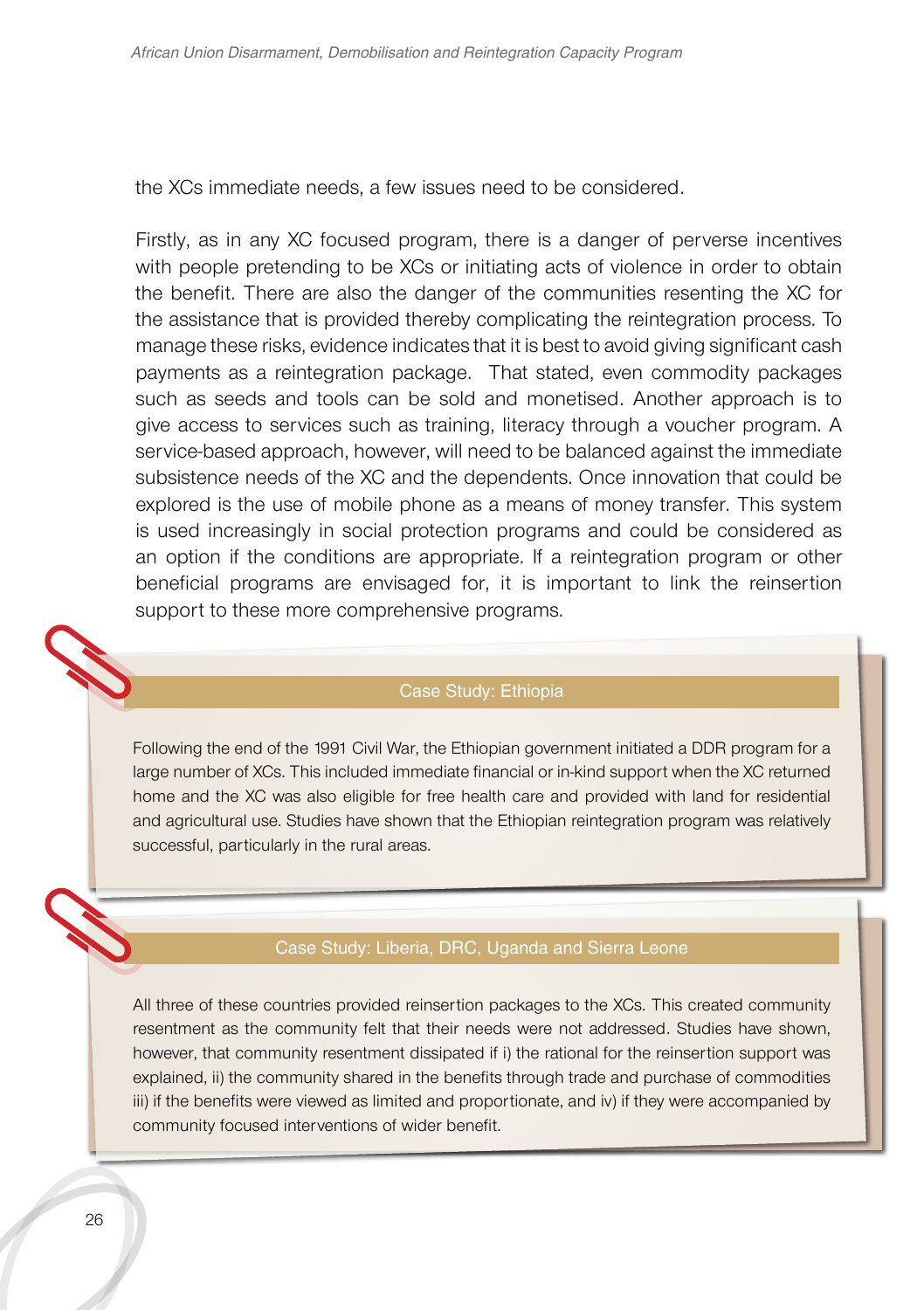the XCs immediate needs, a few issues need to be considered.

Firstly, as in any XC focused program, there is a danger of perverse incentives with people pretending to be XCs or initiating acts of violence in order to obtain the benefit. There are also the danger of the communities resenting the XC for the assistance that is provided thereby complicating the reintegration process. To manage these risks, evidence indicates that it is best to avoid giving significant cash payments as a reintegration package. That stated, even commodity packages such as seeds and tools can be sold and monetised. Another approach is to give access to services such as training, literacy through a voucher program. A service-based approach, however, will need to be balanced against the immediate subsistence needs of the XC and the dependents. Once innovation that could be explored is the use of mobile phone as a means of money transfer. This system is used increasingly in social protection programs and could be considered as an option if the conditions are appropriate. If a reintegration program or other beneficial programs are envisaged for, it is important to link the reinsertion support to these more comprehensive programs.

### Case Study: Ethiopia

Following the end of the 1991 Civil War, the Ethiopian government initiated a DDR program for a large number of XCs. This included immediate financial or in-kind support when the XC returned home and the XC was also eligible for free health care and provided with land for residential and agricultural use. Studies have shown that the Ethiopian reintegration program was relatively successful, particularly in the rural areas.

### Case Study: Liberia, DRC, Uganda and Sierra Leone

All three of these countries provided reinsertion packages to the XCs. This created community resentment as the community felt that their needs were not addressed. Studies have shown, however, that community resentment dissipated if i) the rational for the reinsertion support was explained, ii) the community shared in the benefits through trade and purchase of commodities iii) if the benefits were viewed as limited and proportionate, and iv) if they were accompanied by community focused interventions of wider benefit.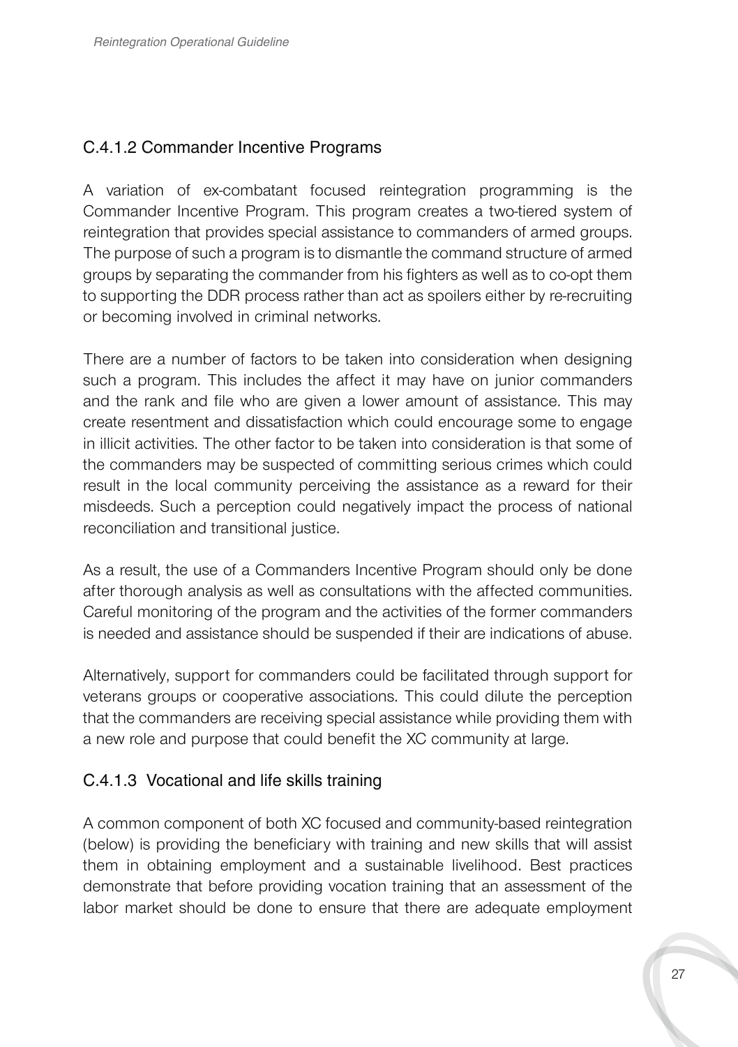### C.4.1.2 Commander Incentive Programs

A variation of ex-combatant focused reintegration programming is the Commander Incentive Program. This program creates a two-tiered system of reintegration that provides special assistance to commanders of armed groups. The purpose of such a program is to dismantle the command structure of armed groups by separating the commander from his fighters as well as to co-opt them to supporting the DDR process rather than act as spoilers either by re-recruiting or becoming involved in criminal networks.

There are a number of factors to be taken into consideration when designing such a program. This includes the affect it may have on junior commanders and the rank and file who are given a lower amount of assistance. This may create resentment and dissatisfaction which could encourage some to engage in illicit activities. The other factor to be taken into consideration is that some of the commanders may be suspected of committing serious crimes which could result in the local community perceiving the assistance as a reward for their misdeeds. Such a perception could negatively impact the process of national reconciliation and transitional justice.

As a result, the use of a Commanders Incentive Program should only be done after thorough analysis as well as consultations with the affected communities. Careful monitoring of the program and the activities of the former commanders is needed and assistance should be suspended if their are indications of abuse.

Alternatively, support for commanders could be facilitated through support for veterans groups or cooperative associations. This could dilute the perception that the commanders are receiving special assistance while providing them with a new role and purpose that could benefit the XC community at large.

### C.4.1.3 Vocational and life skills training

A common component of both XC focused and community-based reintegration (below) is providing the beneficiary with training and new skills that will assist them in obtaining employment and a sustainable livelihood. Best practices demonstrate that before providing vocation training that an assessment of the labor market should be done to ensure that there are adequate employment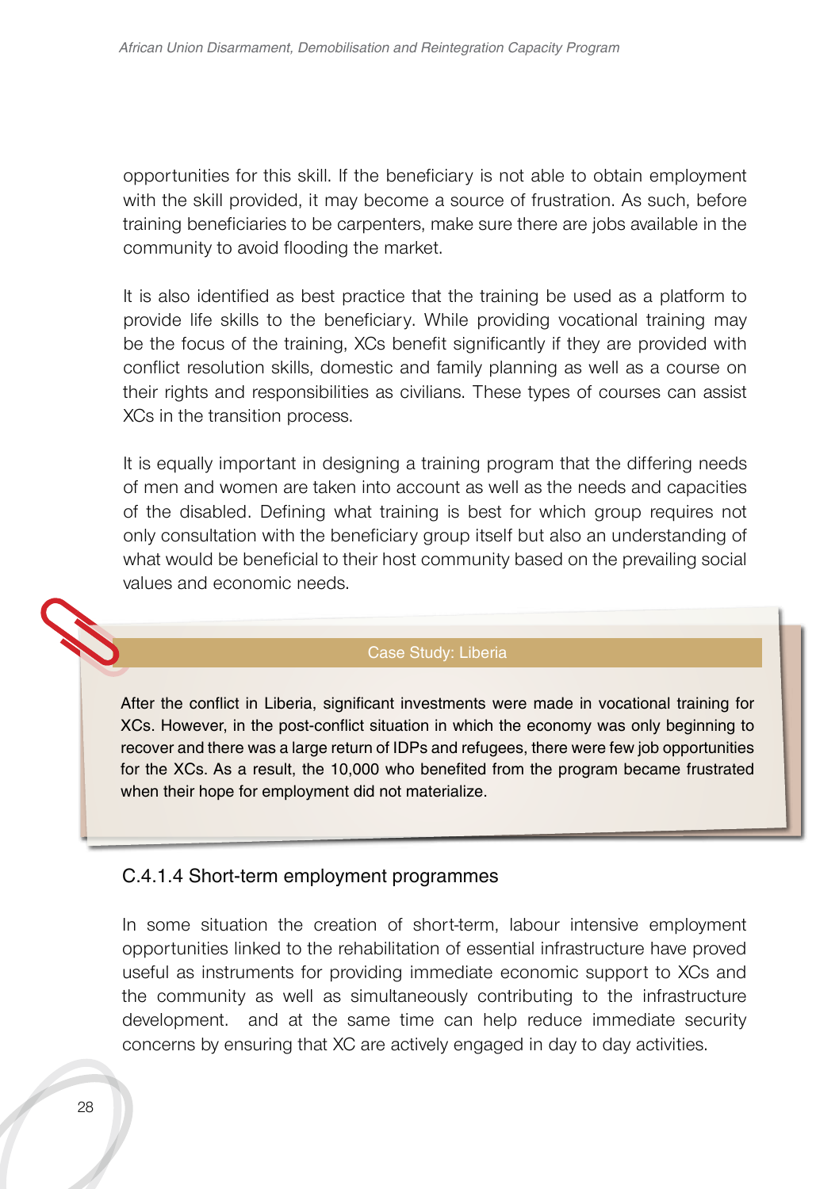opportunities for this skill. If the beneficiary is not able to obtain employment with the skill provided, it may become a source of frustration. As such, before training beneficiaries to be carpenters, make sure there are jobs available in the community to avoid flooding the market.

It is also identified as best practice that the training be used as a platform to provide life skills to the beneficiary. While providing vocational training may be the focus of the training, XCs benefit significantly if they are provided with conflict resolution skills, domestic and family planning as well as a course on their rights and responsibilities as civilians. These types of courses can assist XCs in the transition process.

It is equally important in designing a training program that the differing needs of men and women are taken into account as well as the needs and capacities of the disabled. Defining what training is best for which group requires not only consultation with the beneficiary group itself but also an understanding of what would be beneficial to their host community based on the prevailing social values and economic needs.

**Case Study: Liberia**

After the conflict in Liberia, significant investments were made in vocational training for XCs. However, in the post-conflict situation in which the economy was only beginning to recover and there was a large return of IDPs and refugees, there were few job opportunities for the XCs. As a result, the 10,000 who benefited from the program became frustrated when their hope for employment did not materialize.

### C.4.1.4 Short-term employment programmes

In some situation the creation of short-term, labour intensive employment opportunities linked to the rehabilitation of essential infrastructure have proved useful as instruments for providing immediate economic support to XCs and the community as well as simultaneously contributing to the infrastructure development.  and at the same time can help reduce immediate security concerns by ensuring that XC are actively engaged in day to day activities.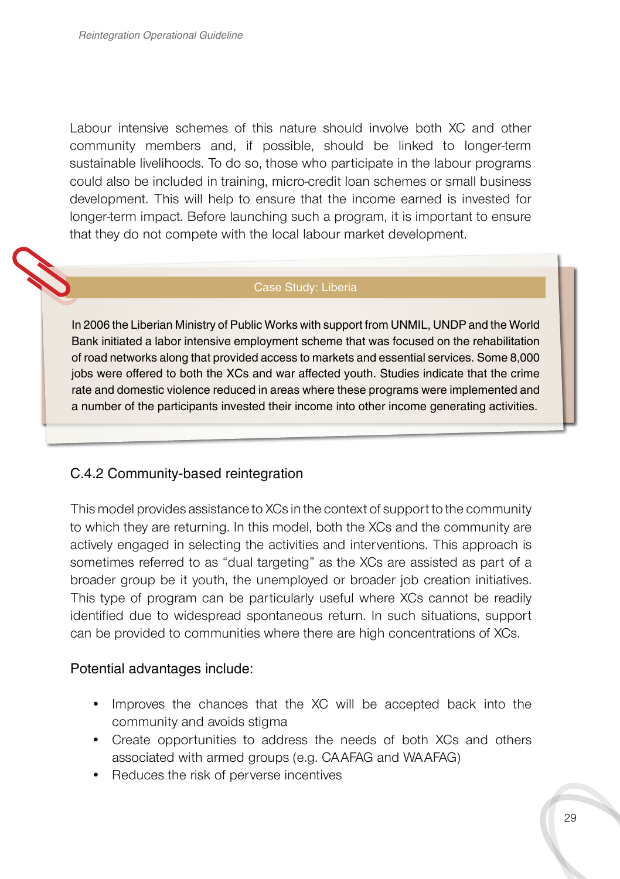Labour intensive schemes of this nature should involve both XC and other community members and, if possible, should be linked to longer-term sustainable livelihoods. To do so, those who participate in the labour programs could also be included in training, micro-credit loan schemes or small business development. This will help to ensure that the income earned is invested for longer-term impact. Before launching such a program, it is important to ensure that they do not compete with the local labour market development.

**Case Study: Liberia**

In 2006 the Liberian Ministry of Public Works with support from UNMIL, UNDP and the World Bank initiated a labor intensive employment scheme that was focused on the rehabilitation of road networks along that provided access to markets and essential services. Some 8,000 jobs were offered to both the XCs and war affected youth. Studies indicate that the crime rate and domestic violence reduced in areas where these programs were implemented and a number of the participants invested their income into other income generating activities.

### C.4.2 Community-based reintegration

This model provides assistance to XCs in the context of support to the community to which they are returning. In this model, both the XCs and the community are actively engaged in selecting the activities and interventions. This approach is sometimes referred to as "dual targeting" as the XCs are assisted as part of a broader group be it youth, the unemployed or broader job creation initiatives. This type of program can be particularly useful where XCs cannot be readily identified due to widespread spontaneous return. In such situations, support can be provided to communities where there are high concentrations of XCs.

Potential advantages include:

- Improves the chances that the XC will be accepted back into the community and avoids stigma
- Create opportunities to address the needs of both XCs and others associated with armed groups (e.g. CAAFAG and WAAFAG)
- Reduces the risk of perverse incentives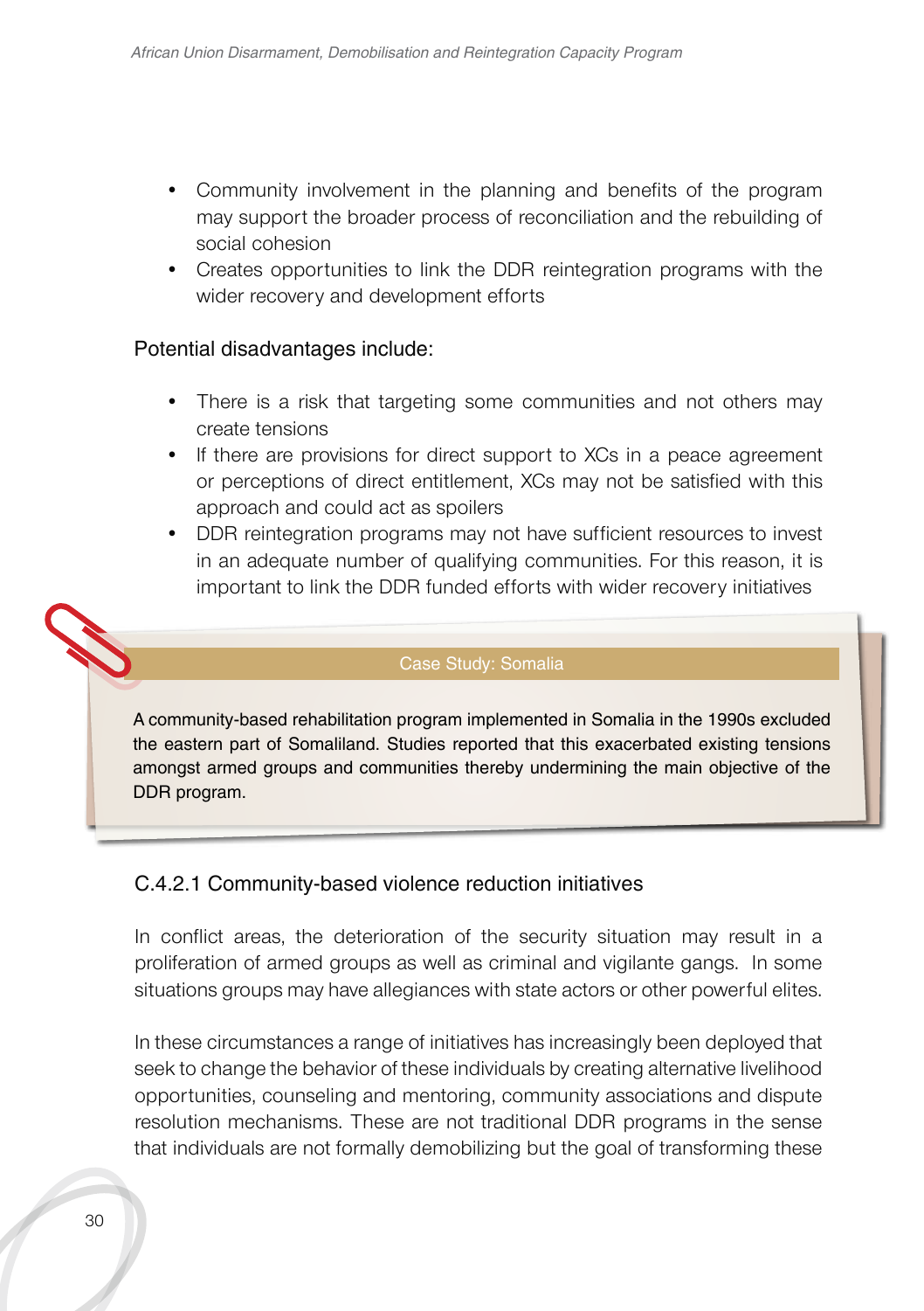- Community involvement in the planning and benefits of the program may support the broader process of reconciliation and the rebuilding of social cohesion
- Creates opportunities to link the DDR reintegration programs with the wider recovery and development efforts

Potential disadvantages include:

- There is a risk that targeting some communities and not others may create tensions
- If there are provisions for direct support to XCs in a peace agreement or perceptions of direct entitlement, XCs may not be satisfied with this approach and could act as spoilers
- DDR reintegration programs may not have sufficient resources to invest in an adequate number of qualifying communities. For this reason, it is important to link the DDR funded efforts with wider recovery initiatives

> **Case Study: Somalia**
>
> A community-based rehabilitation program implemented in Somalia in the 1990s excluded the eastern part of Somaliland. Studies reported that this exacerbated existing tensions amongst armed groups and communities thereby undermining the main objective of the DDR program.

### C.4.2.1 Community-based violence reduction initiatives

In conflict areas, the deterioration of the security situation may result in a proliferation of armed groups as well as criminal and vigilante gangs. In some situations groups may have allegiances with state actors or other powerful elites.

In these circumstances a range of initiatives has increasingly been deployed that seek to change the behavior of these individuals by creating alternative livelihood opportunities, counseling and mentoring, community associations and dispute resolution mechanisms. These are not traditional DDR programs in the sense that individuals are not formally demobilizing but the goal of transforming these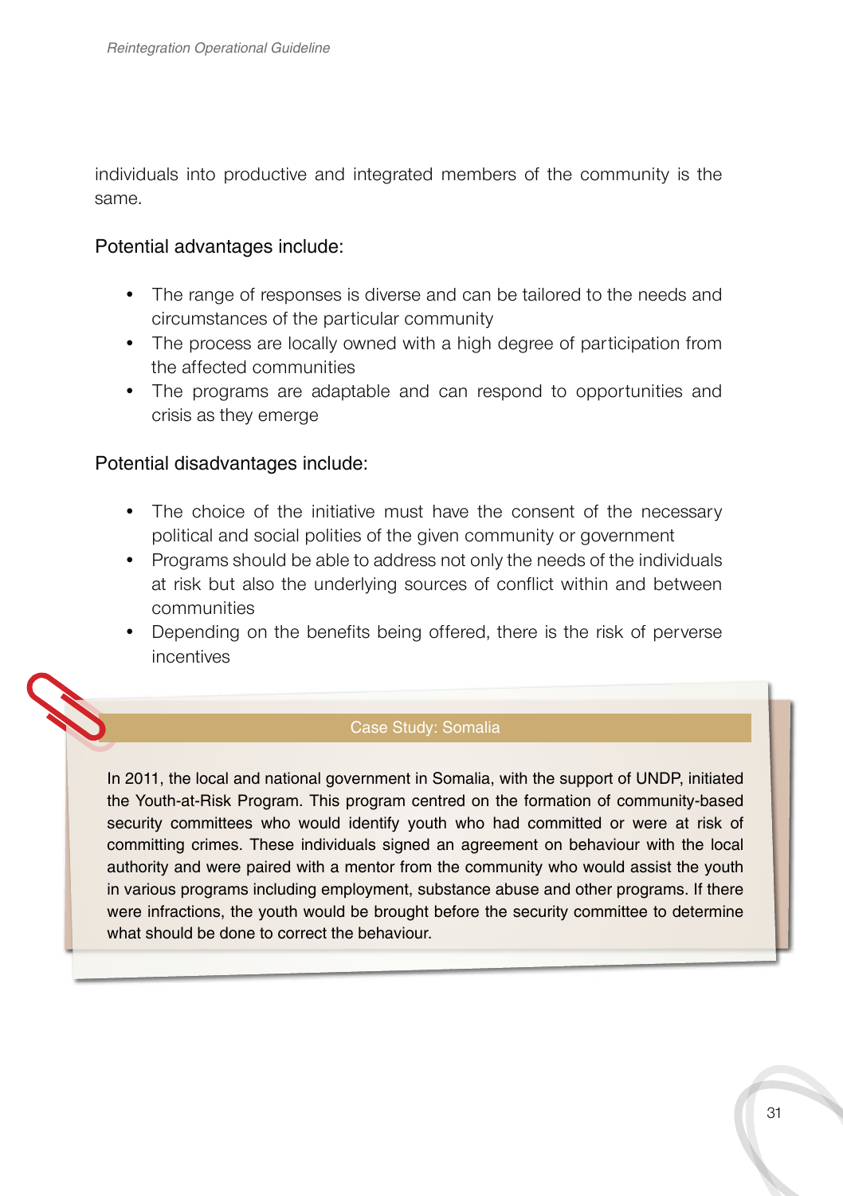individuals into productive and integrated members of the community is the same.

Potential advantages include:

- The range of responses is diverse and can be tailored to the needs and circumstances of the particular community
- The process are locally owned with a high degree of participation from the affected communities
- The programs are adaptable and can respond to opportunities and crisis as they emerge

Potential disadvantages include:

- The choice of the initiative must have the consent of the necessary political and social polities of the given community or government
- Programs should be able to address not only the needs of the individuals at risk but also the underlying sources of conflict within and between communities
- Depending on the benefits being offered, there is the risk of perverse incentives

### Case Study: Somalia

In 2011, the local and national government in Somalia, with the support of UNDP, initiated the Youth-at-Risk Program. This program centred on the formation of community-based security committees who would identify youth who had committed or were at risk of committing crimes. These individuals signed an agreement on behaviour with the local authority and were paired with a mentor from the community who would assist the youth in various programs including employment, substance abuse and other programs. If there were infractions, the youth would be brought before the security committee to determine what should be done to correct the behaviour.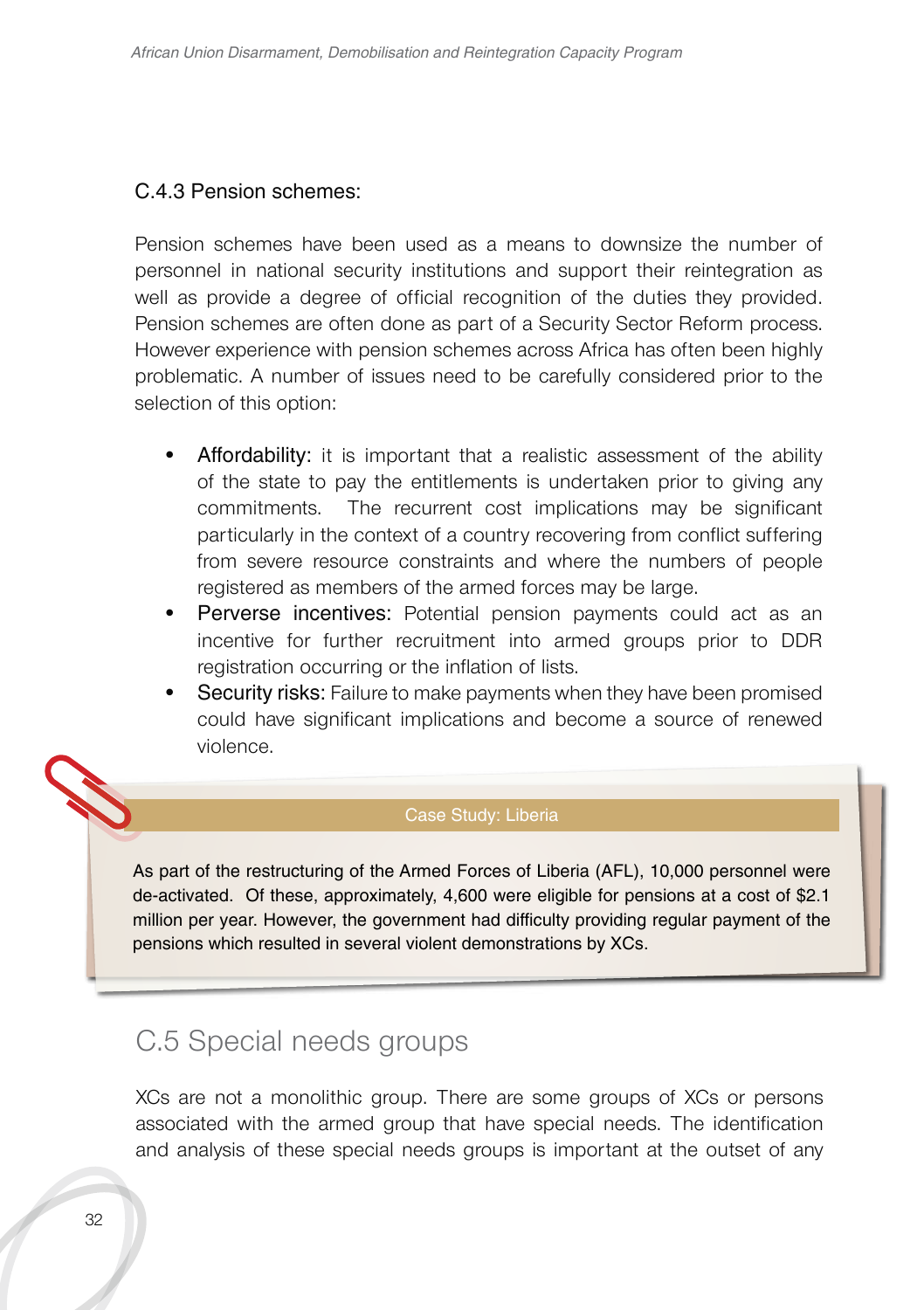### C.4.3 Pension schemes:

Pension schemes have been used as a means to downsize the number of personnel in national security institutions and support their reintegration as well as provide a degree of official recognition of the duties they provided. Pension schemes are often done as part of a Security Sector Reform process. However experience with pension schemes across Africa has often been highly problematic. A number of issues need to be carefully considered prior to the selection of this option:

- Affordability: it is important that a realistic assessment of the ability of the state to pay the entitlements is undertaken prior to giving any commitments. The recurrent cost implications may be significant particularly in the context of a country recovering from conflict suffering from severe resource constraints and where the numbers of people registered as members of the armed forces may be large.
- Perverse incentives: Potential pension payments could act as an incentive for further recruitment into armed groups prior to DDR registration occurring or the inflation of lists.
- Security risks: Failure to make payments when they have been promised could have significant implications and become a source of renewed violence.

**Case Study: Liberia**

As part of the restructuring of the Armed Forces of Liberia (AFL), 10,000 personnel were de-activated. Of these, approximately, 4,600 were eligible for pensions at a cost of $2.1 million per year. However, the government had difficulty providing regular payment of the pensions which resulted in several violent demonstrations by XCs.

## C.5 Special needs groups

XCs are not a monolithic group. There are some groups of XCs or persons associated with the armed group that have special needs. The identification and analysis of these special needs groups is important at the outset of any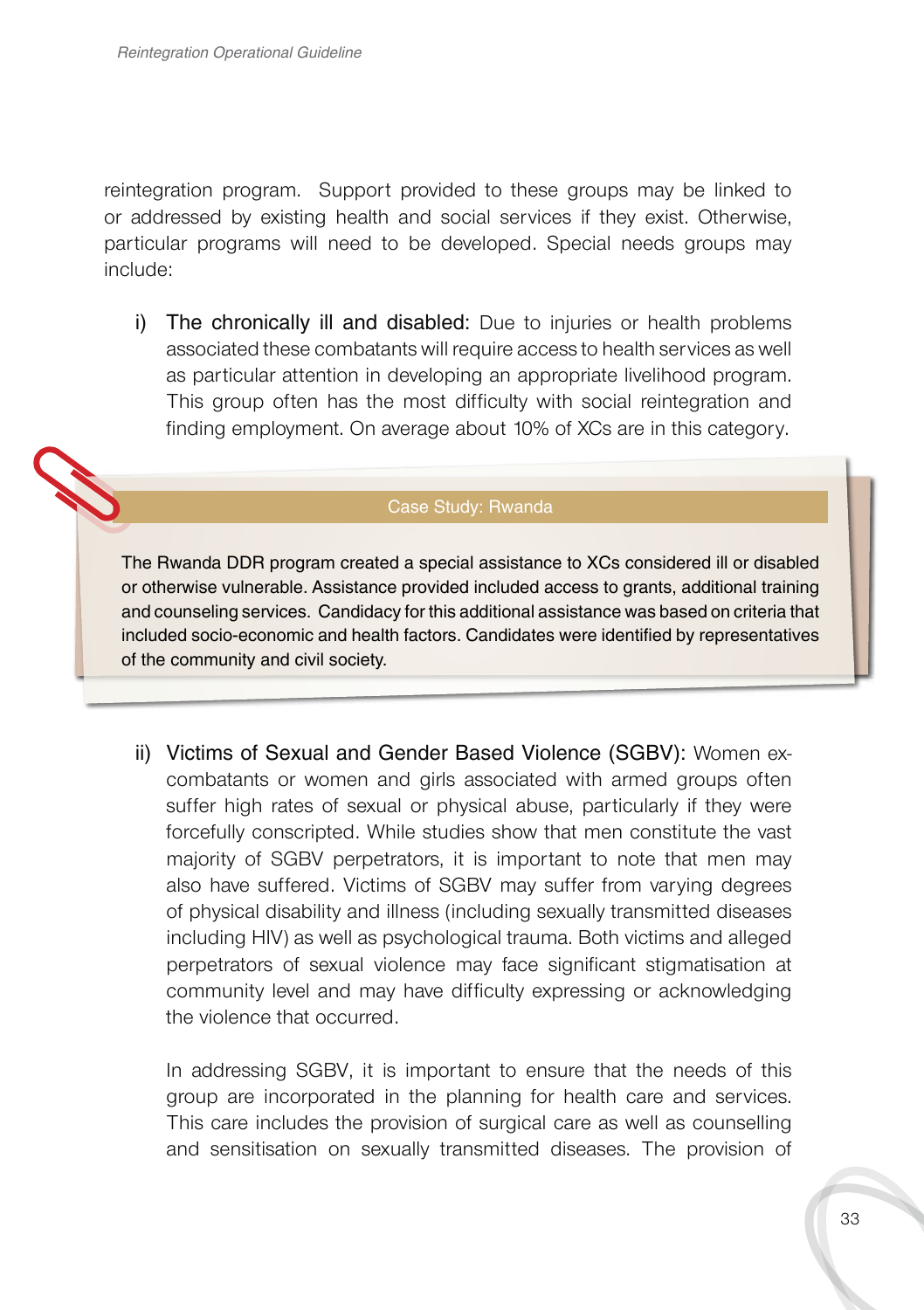reintegration program. Support provided to these groups may be linked to or addressed by existing health and social services if they exist. Otherwise, particular programs will need to be developed. Special needs groups may include:

i) **The chronically ill and disabled:** Due to injuries or health problems associated these combatants will require access to health services as well as particular attention in developing an appropriate livelihood program. This group often has the most difficulty with social reintegration and finding employment. On average about 10% of XCs are in this category.

> **Case Study: Rwanda**
>
> The Rwanda DDR program created a special assistance to XCs considered ill or disabled or otherwise vulnerable. Assistance provided included access to grants, additional training and counseling services. Candidacy for this additional assistance was based on criteria that included socio-economic and health factors. Candidates were identified by representatives of the community and civil society.

ii) **Victims of Sexual and Gender Based Violence (SGBV):** Women ex-combatants or women and girls associated with armed groups often suffer high rates of sexual or physical abuse, particularly if they were forcefully conscripted. While studies show that men constitute the vast majority of SGBV perpetrators, it is important to note that men may also have suffered. Victims of SGBV may suffer from varying degrees of physical disability and illness (including sexually transmitted diseases including HIV) as well as psychological trauma. Both victims and alleged perpetrators of sexual violence may face significant stigmatisation at community level and may have difficulty expressing or acknowledging the violence that occurred.

In addressing SGBV, it is important to ensure that the needs of this group are incorporated in the planning for health care and services. This care includes the provision of surgical care as well as counselling and sensitisation on sexually transmitted diseases. The provision of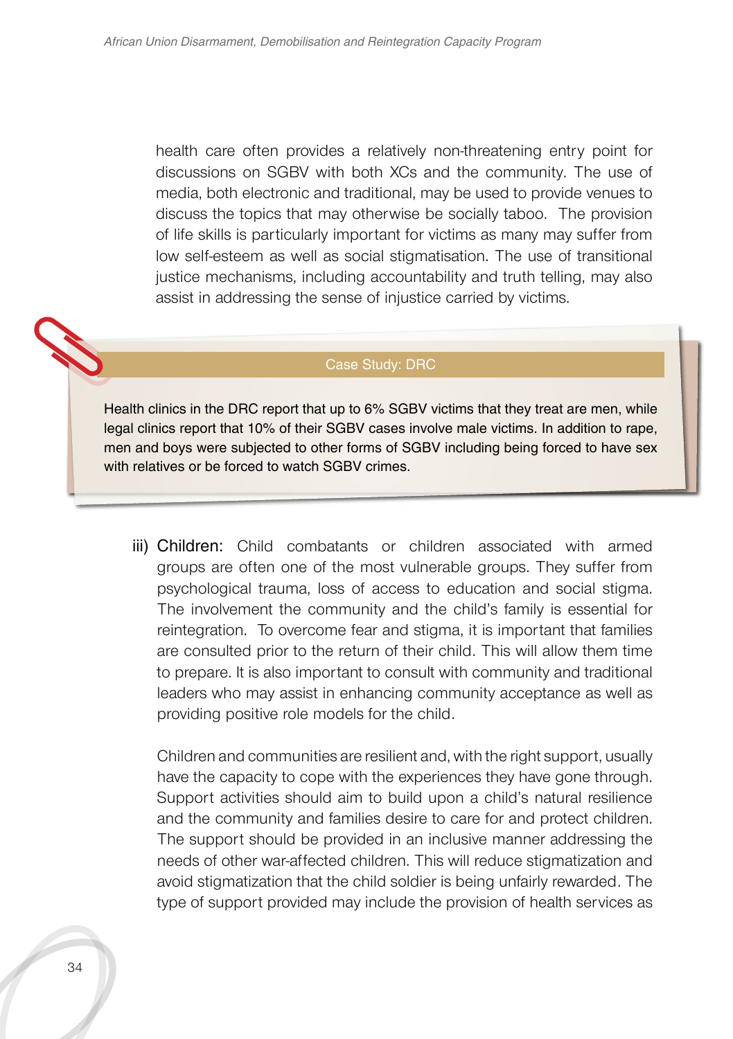health care often provides a relatively non-threatening entry point for discussions on SGBV with both XCs and the community. The use of media, both electronic and traditional, may be used to provide venues to discuss the topics that may otherwise be socially taboo. The provision of life skills is particularly important for victims as many may suffer from low self-esteem as well as social stigmatisation. The use of transitional justice mechanisms, including accountability and truth telling, may also assist in addressing the sense of injustice carried by victims.

> **Case Study: DRC**
>
> Health clinics in the DRC report that up to 6% SGBV victims that they treat are men, while legal clinics report that 10% of their SGBV cases involve male victims. In addition to rape, men and boys were subjected to other forms of SGBV including being forced to have sex with relatives or be forced to watch SGBV crimes.

iii) Children: Child combatants or children associated with armed groups are often one of the most vulnerable groups. They suffer from psychological trauma, loss of access to education and social stigma. The involvement the community and the child's family is essential for reintegration. To overcome fear and stigma, it is important that families are consulted prior to the return of their child. This will allow them time to prepare. It is also important to consult with community and traditional leaders who may assist in enhancing community acceptance as well as providing positive role models for the child.

Children and communities are resilient and, with the right support, usually have the capacity to cope with the experiences they have gone through. Support activities should aim to build upon a child's natural resilience and the community and families desire to care for and protect children. The support should be provided in an inclusive manner addressing the needs of other war-affected children. This will reduce stigmatization and avoid stigmatization that the child soldier is being unfairly rewarded. The type of support provided may include the provision of health services as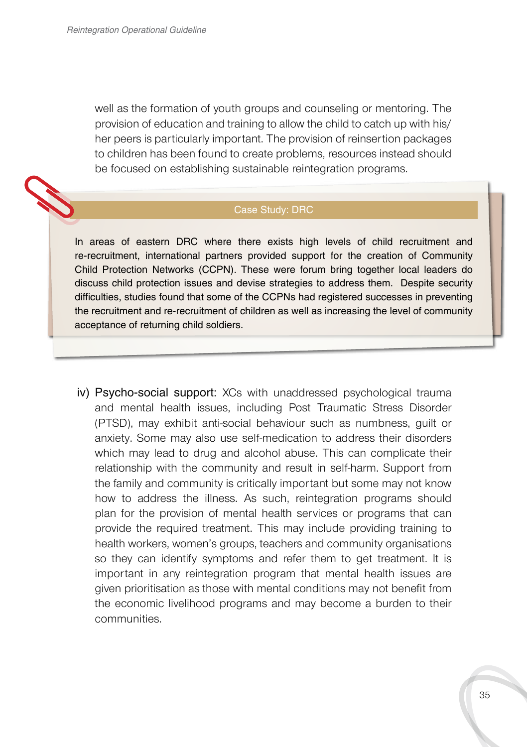well as the formation of youth groups and counseling or mentoring. The provision of education and training to allow the child to catch up with his/her peers is particularly important. The provision of reinsertion packages to children has been found to create problems, resources instead should be focused on establishing sustainable reintegration programs.

> **Case Study: DRC**
>
> In areas of eastern DRC where there exists high levels of child recruitment and re-recruitment, international partners provided support for the creation of Community Child Protection Networks (CCPN). These were forum bring together local leaders do discuss child protection issues and devise strategies to address them. Despite security difficulties, studies found that some of the CCPNs had registered successes in preventing the recruitment and re-recruitment of children as well as increasing the level of community acceptance of returning child soldiers.

iv) Psycho-social support: XCs with unaddressed psychological trauma and mental health issues, including Post Traumatic Stress Disorder (PTSD), may exhibit anti-social behaviour such as numbness, guilt or anxiety. Some may also use self-medication to address their disorders which may lead to drug and alcohol abuse. This can complicate their relationship with the community and result in self-harm. Support from the family and community is critically important but some may not know how to address the illness. As such, reintegration programs should plan for the provision of mental health services or programs that can provide the required treatment. This may include providing training to health workers, women's groups, teachers and community organisations so they can identify symptoms and refer them to get treatment. It is important in any reintegration program that mental health issues are given prioritisation as those with mental conditions may not benefit from the economic livelihood programs and may become a burden to their communities.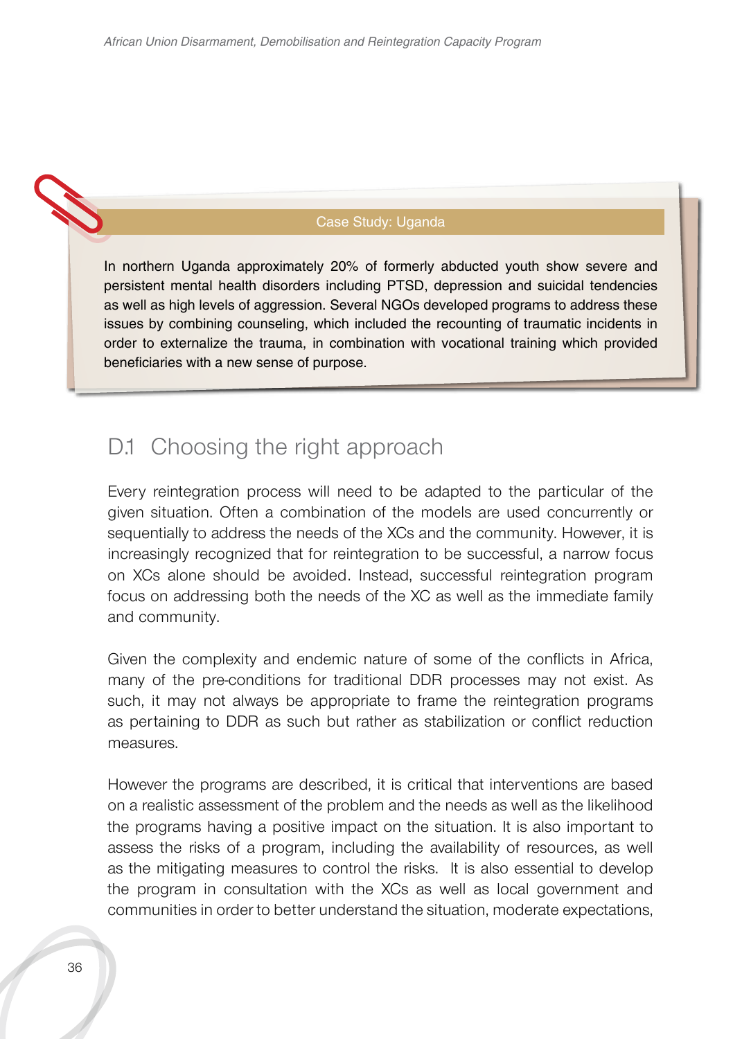> **Case Study: Uganda**
>
> In northern Uganda approximately 20% of formerly abducted youth show severe and persistent mental health disorders including PTSD, depression and suicidal tendencies as well as high levels of aggression. Several NGOs developed programs to address these issues by combining counseling, which included the recounting of traumatic incidents in order to externalize the trauma, in combination with vocational training which provided beneficiaries with a new sense of purpose.

## D.1 Choosing the right approach

Every reintegration process will need to be adapted to the particular of the given situation. Often a combination of the models are used concurrently or sequentially to address the needs of the XCs and the community. However, it is increasingly recognized that for reintegration to be successful, a narrow focus on XCs alone should be avoided. Instead, successful reintegration program focus on addressing both the needs of the XC as well as the immediate family and community.

Given the complexity and endemic nature of some of the conflicts in Africa, many of the pre-conditions for traditional DDR processes may not exist. As such, it may not always be appropriate to frame the reintegration programs as pertaining to DDR as such but rather as stabilization or conflict reduction measures.

However the programs are described, it is critical that interventions are based on a realistic assessment of the problem and the needs as well as the likelihood the programs having a positive impact on the situation. It is also important to assess the risks of a program, including the availability of resources, as well as the mitigating measures to control the risks. It is also essential to develop the program in consultation with the XCs as well as local government and communities in order to better understand the situation, moderate expectations,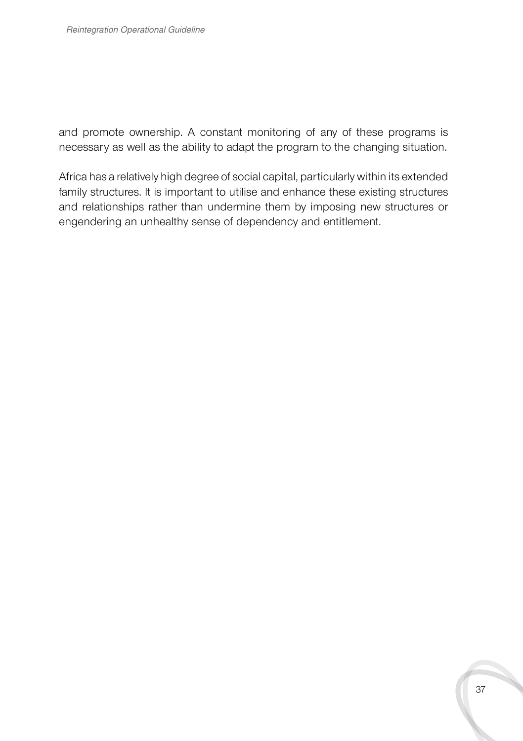and promote ownership. A constant monitoring of any of these programs is necessary as well as the ability to adapt the program to the changing situation.

Africa has a relatively high degree of social capital, particularly within its extended family structures. It is important to utilise and enhance these existing structures and relationships rather than undermine them by imposing new structures or engendering an unhealthy sense of dependency and entitlement.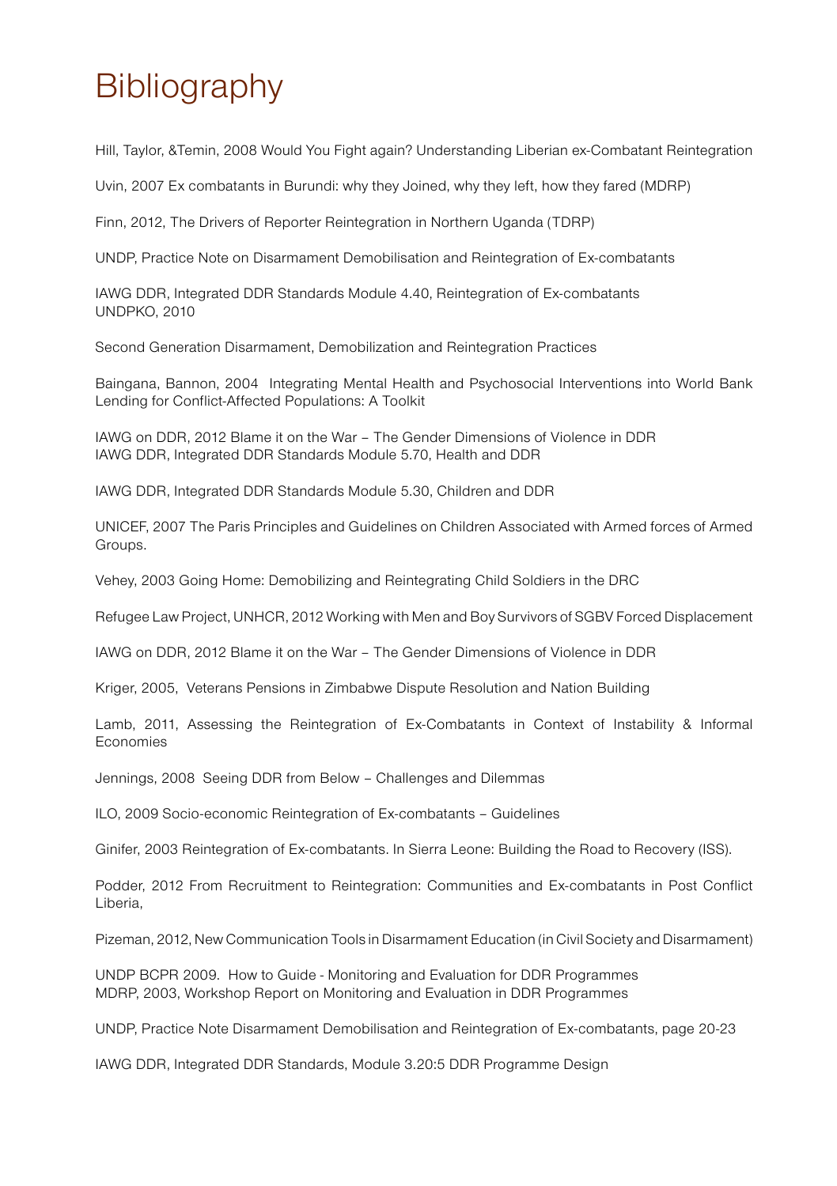# Bibliography

Hill, Taylor, &Temin, 2008 Would You Fight again? Understanding Liberian ex-Combatant Reintegration

Uvin, 2007 Ex combatants in Burundi: why they Joined, why they left, how they fared (MDRP)

Finn, 2012, The Drivers of Reporter Reintegration in Northern Uganda (TDRP)

UNDP, Practice Note on Disarmament Demobilisation and Reintegration of Ex-combatants

IAWG DDR, Integrated DDR Standards Module 4.40, Reintegration of Ex-combatants
UNDPKO, 2010

Second Generation Disarmament, Demobilization and Reintegration Practices

Baingana, Bannon, 2004 Integrating Mental Health and Psychosocial Interventions into World Bank Lending for Conflict-Affected Populations: A Toolkit

IAWG on DDR, 2012 Blame it on the War – The Gender Dimensions of Violence in DDR
IAWG DDR, Integrated DDR Standards Module 5.70, Health and DDR

IAWG DDR, Integrated DDR Standards Module 5.30, Children and DDR

UNICEF, 2007 The Paris Principles and Guidelines on Children Associated with Armed forces of Armed Groups.

Vehey, 2003 Going Home: Demobilizing and Reintegrating Child Soldiers in the DRC

Refugee Law Project, UNHCR, 2012 Working with Men and Boy Survivors of SGBV Forced Displacement

IAWG on DDR, 2012 Blame it on the War – The Gender Dimensions of Violence in DDR

Kriger, 2005, Veterans Pensions in Zimbabwe Dispute Resolution and Nation Building

Lamb, 2011, Assessing the Reintegration of Ex-Combatants in Context of Instability & Informal Economies

Jennings, 2008 Seeing DDR from Below – Challenges and Dilemmas

ILO, 2009 Socio-economic Reintegration of Ex-combatants – Guidelines

Ginifer, 2003 Reintegration of Ex-combatants. In Sierra Leone: Building the Road to Recovery (ISS).

Podder, 2012 From Recruitment to Reintegration: Communities and Ex-combatants in Post Conflict Liberia,

Pizeman, 2012, New Communication Tools in Disarmament Education (in Civil Society and Disarmament)

UNDP BCPR 2009. How to Guide - Monitoring and Evaluation for DDR Programmes
MDRP, 2003, Workshop Report on Monitoring and Evaluation in DDR Programmes

UNDP, Practice Note Disarmament Demobilisation and Reintegration of Ex-combatants, page 20-23

IAWG DDR, Integrated DDR Standards, Module 3.20:5 DDR Programme Design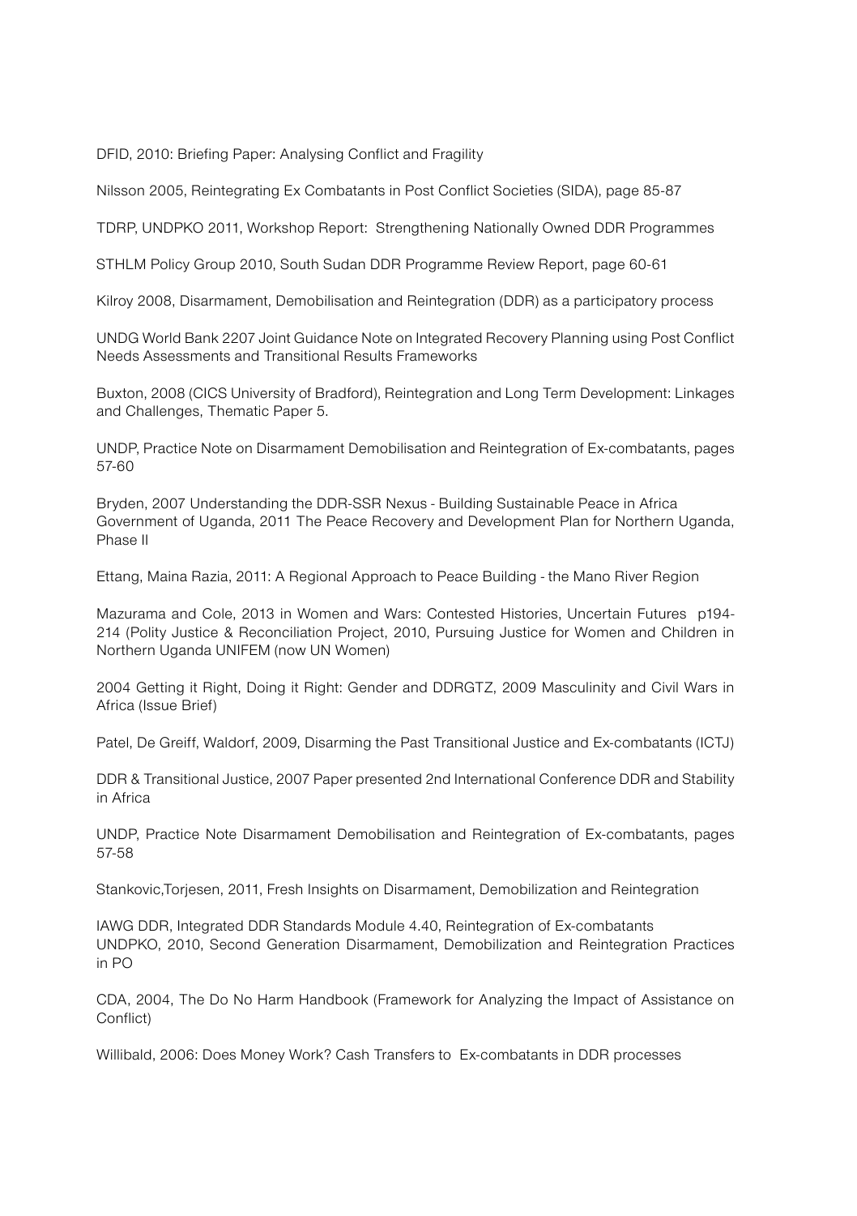DFID, 2010: Briefing Paper: Analysing Conflict and Fragility

Nilsson 2005, Reintegrating Ex Combatants in Post Conflict Societies (SIDA), page 85-87

TDRP, UNDPKO 2011, Workshop Report: Strengthening Nationally Owned DDR Programmes

STHLM Policy Group 2010, South Sudan DDR Programme Review Report, page 60-61

Kilroy 2008, Disarmament, Demobilisation and Reintegration (DDR) as a participatory process

UNDG World Bank 2207 Joint Guidance Note on Integrated Recovery Planning using Post Conflict Needs Assessments and Transitional Results Frameworks

Buxton, 2008 (CICS University of Bradford), Reintegration and Long Term Development: Linkages and Challenges, Thematic Paper 5.

UNDP, Practice Note on Disarmament Demobilisation and Reintegration of Ex-combatants, pages 57-60

Bryden, 2007 Understanding the DDR-SSR Nexus - Building Sustainable Peace in Africa
Government of Uganda, 2011 The Peace Recovery and Development Plan for Northern Uganda, Phase II

Ettang, Maina Razia, 2011: A Regional Approach to Peace Building - the Mano River Region

Mazurama and Cole, 2013 in Women and Wars: Contested Histories, Uncertain Futures p194-214 (Polity Justice & Reconciliation Project, 2010, Pursuing Justice for Women and Children in Northern Uganda UNIFEM (now UN Women)

2004 Getting it Right, Doing it Right: Gender and DDRGTZ, 2009 Masculinity and Civil Wars in Africa (Issue Brief)

Patel, De Greiff, Waldorf, 2009, Disarming the Past Transitional Justice and Ex-combatants (ICTJ)

DDR & Transitional Justice, 2007 Paper presented 2nd International Conference DDR and Stability in Africa

UNDP, Practice Note Disarmament Demobilisation and Reintegration of Ex-combatants, pages 57-58

Stankovic,Torjesen, 2011, Fresh Insights on Disarmament, Demobilization and Reintegration

IAWG DDR, Integrated DDR Standards Module 4.40, Reintegration of Ex-combatants
UNDPKO, 2010, Second Generation Disarmament, Demobilization and Reintegration Practices in PO

CDA, 2004, The Do No Harm Handbook (Framework for Analyzing the Impact of Assistance on Conflict)

Willibald, 2006: Does Money Work? Cash Transfers to Ex-combatants in DDR processes